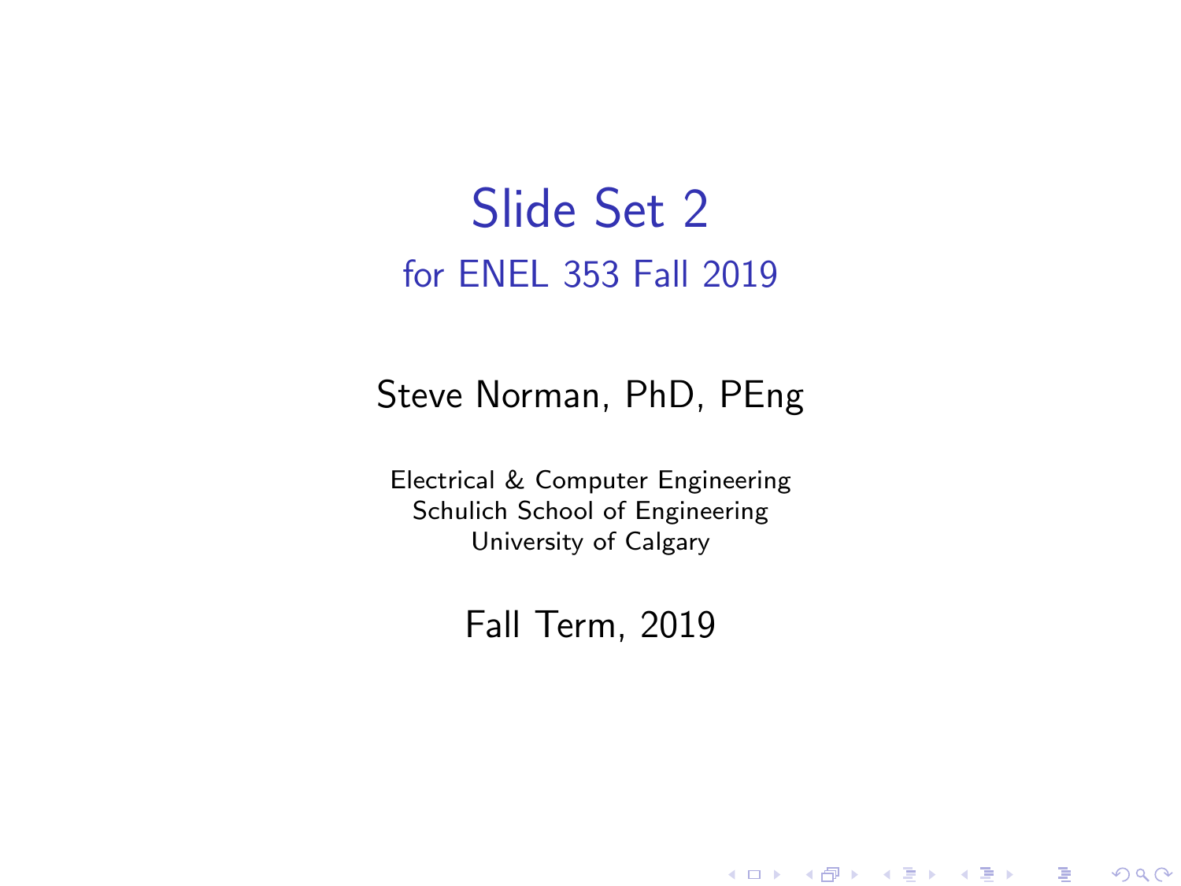# Slide Set 2

## for ENEL 353 Fall 2019

Steve Norman, PhD, PEng

Electrical & Computer Engineering
Schulich School of Engineering
University of Calgary

Fall Term, 2019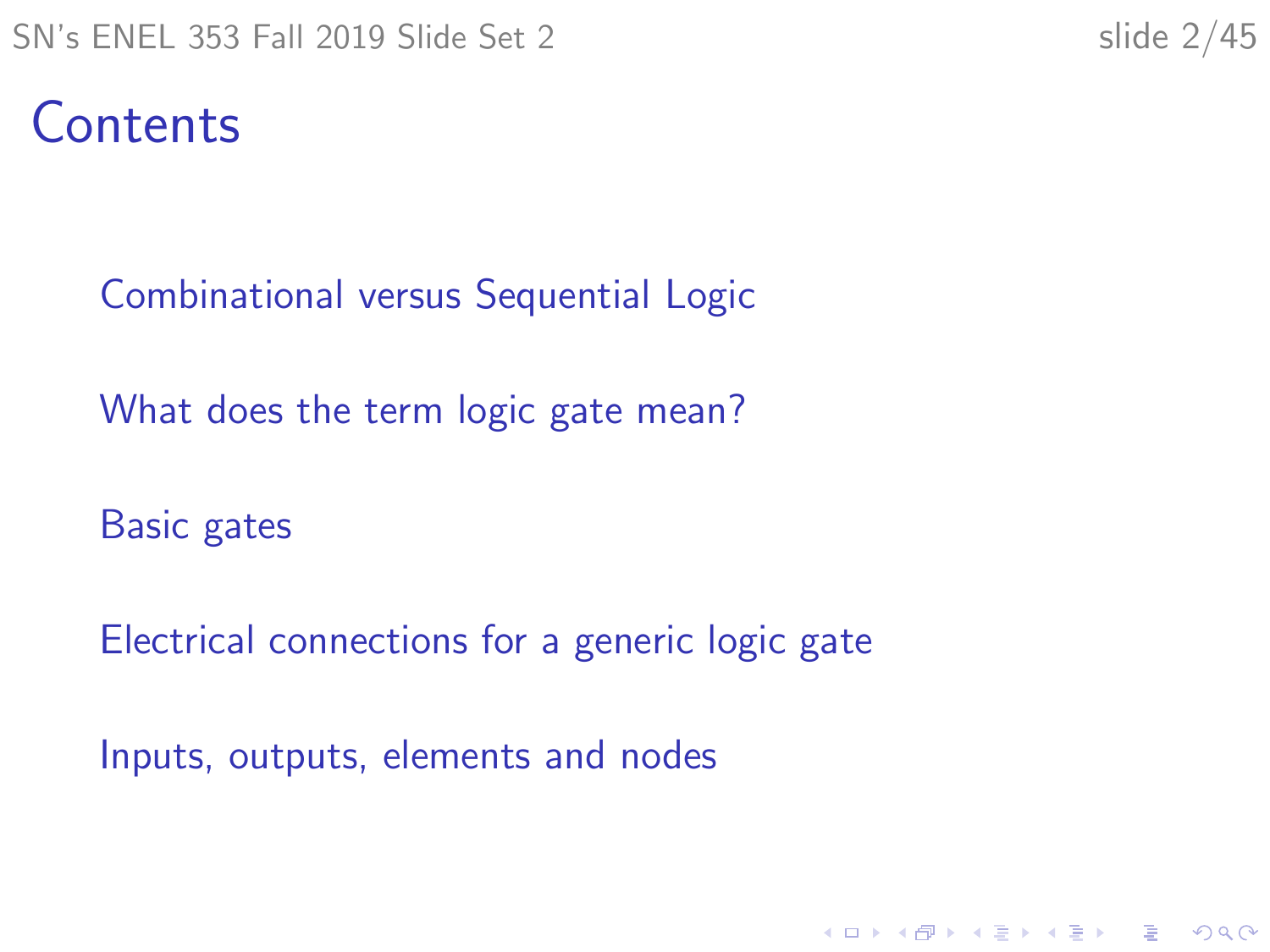# Contents

- Combinational versus Sequential Logic
- What does the term logic gate mean?
- Basic gates
- Electrical connections for a generic logic gate
- Inputs, outputs, elements and nodes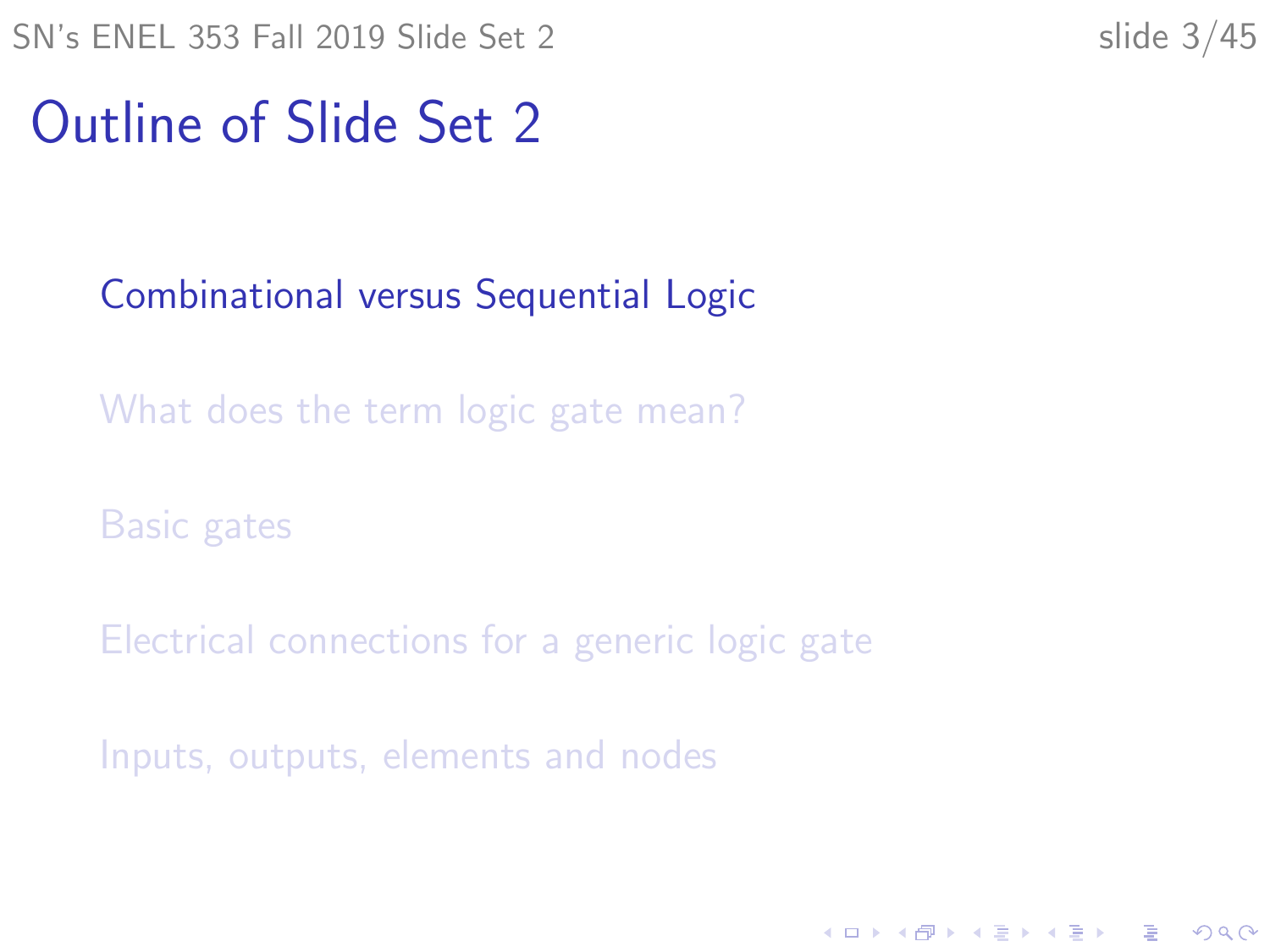# Outline of Slide Set 2

- Combinational versus Sequential Logic
- What does the term logic gate mean?
- Basic gates
- Electrical connections for a generic logic gate
- Inputs, outputs, elements and nodes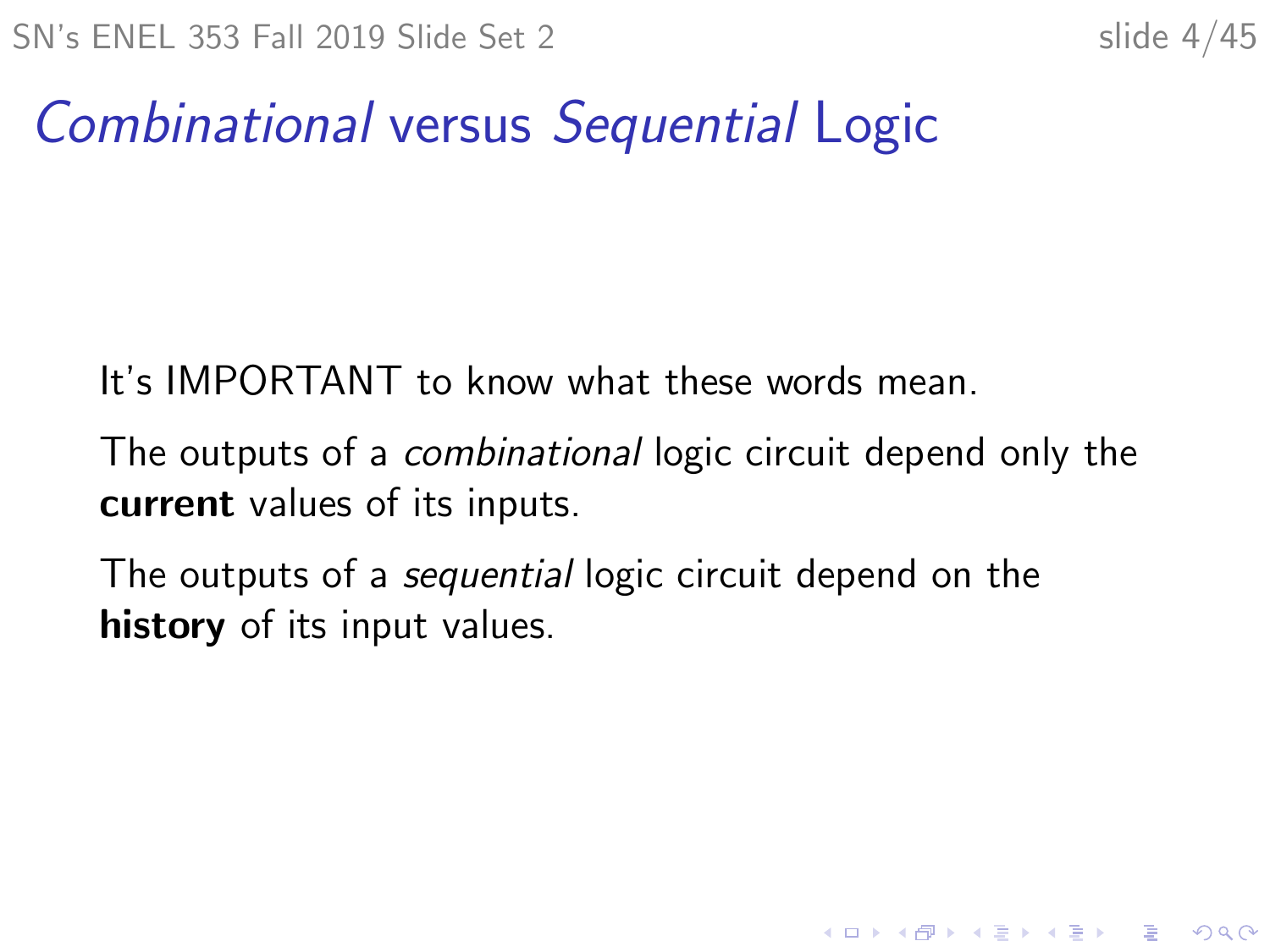# *Combinational* versus *Sequential* Logic

It's IMPORTANT to know what these words mean.

The outputs of a *combinational* logic circuit depend only the **current** values of its inputs.

The outputs of a *sequential* logic circuit depend on the **history** of its input values.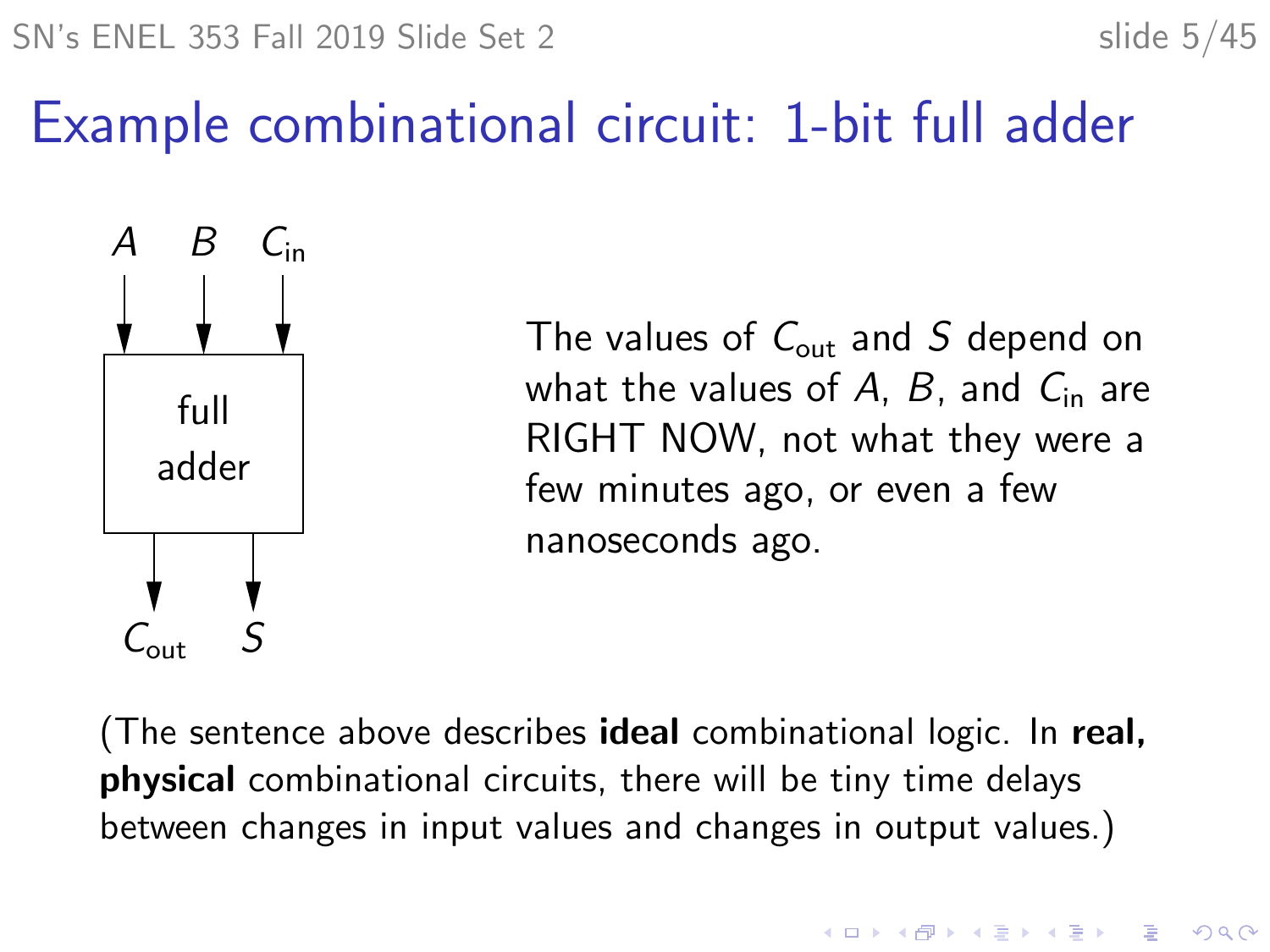# Example combinational circuit: 1-bit full adder

$A$ $B$ $C_{in}$

full adder

$C_{out}$ $S$

The values of $C_{out}$ and $S$ depend on what the values of $A$, $B$, and $C_{in}$ are RIGHT NOW, not what they were a few minutes ago, or even a few nanoseconds ago.

(The sentence above describes **ideal** combinational logic. In **real, physical** combinational circuits, there will be tiny time delays between changes in input values and changes in output values.)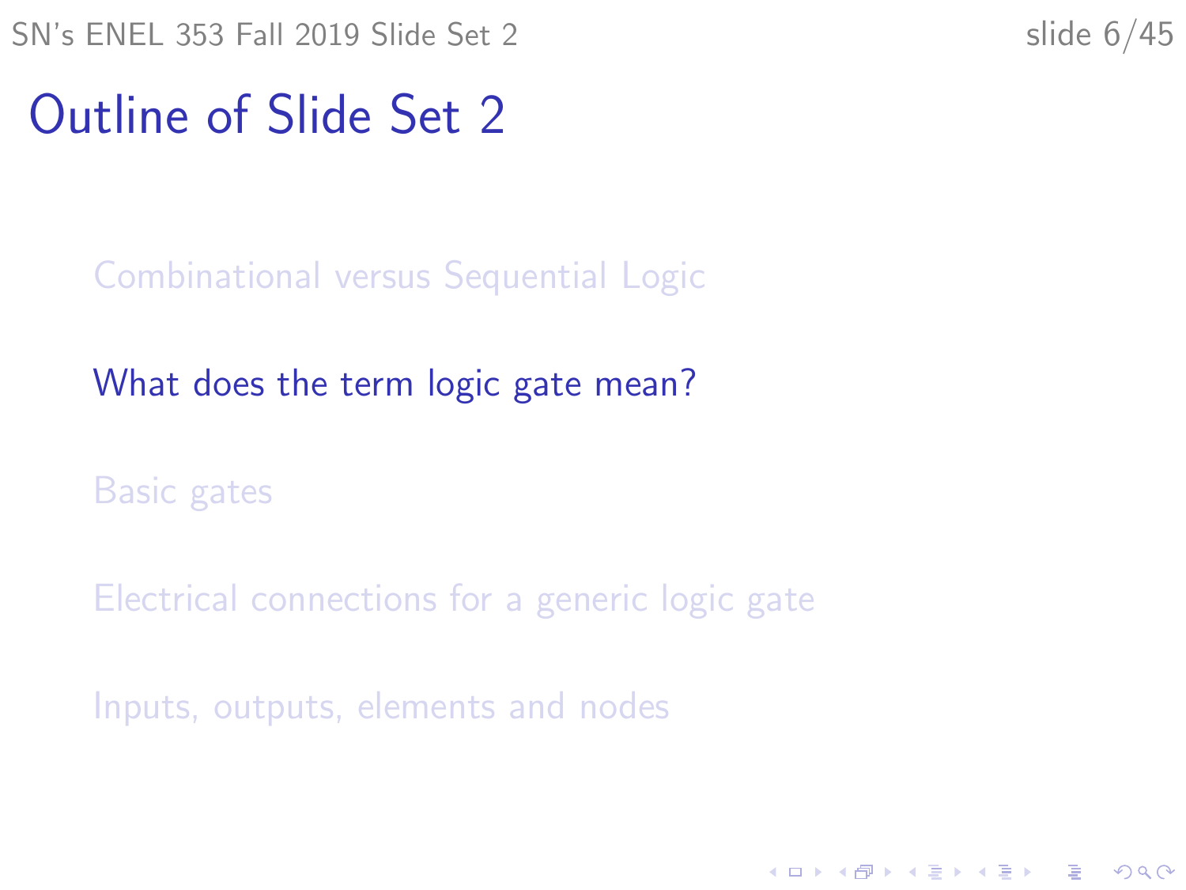# Outline of Slide Set 2

- Combinational versus Sequential Logic
- What does the term logic gate mean?
- Basic gates
- Electrical connections for a generic logic gate
- Inputs, outputs, elements and nodes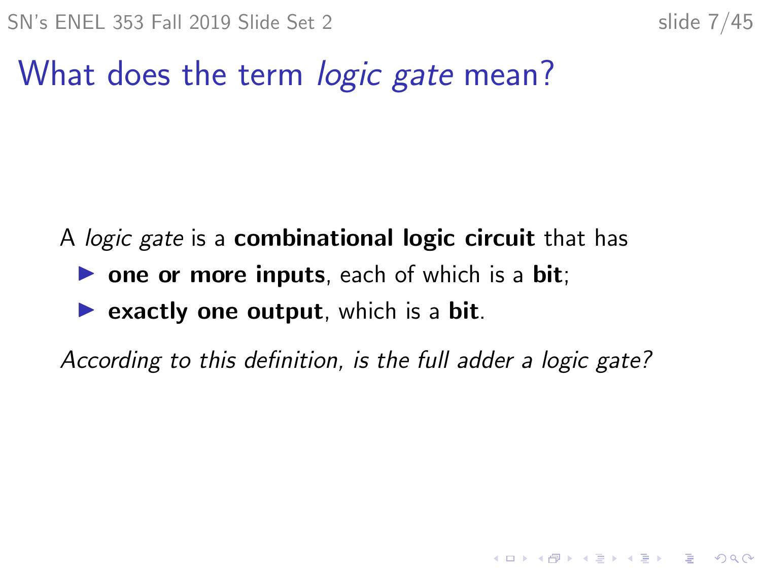# What does the term *logic gate* mean?

A *logic gate* is a **combinational logic circuit** that has

- **one or more inputs**, each of which is a **bit**;
- **exactly one output**, which is a **bit**.

*According to this definition, is the full adder a logic gate?*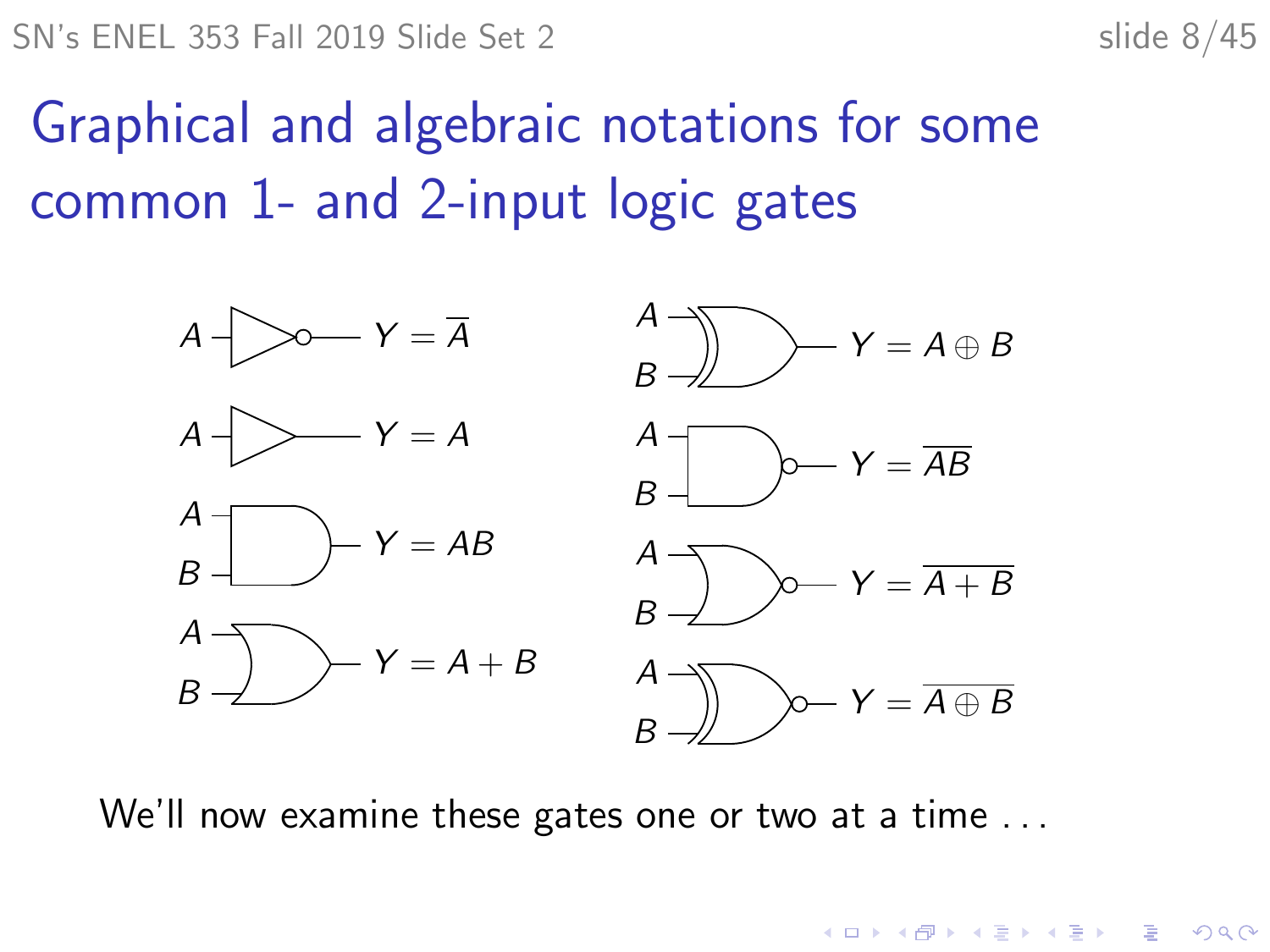# Graphical and algebraic notations for some common 1- and 2-input logic gates

$Y = \overline{A}$

$Y = A$

$Y = AB$

$Y = A + B$

$Y = A \oplus B$

$Y = \overline{AB}$

$Y = \overline{A + B}$

$Y = \overline{A \oplus B}$

We'll now examine these gates one or two at a time ...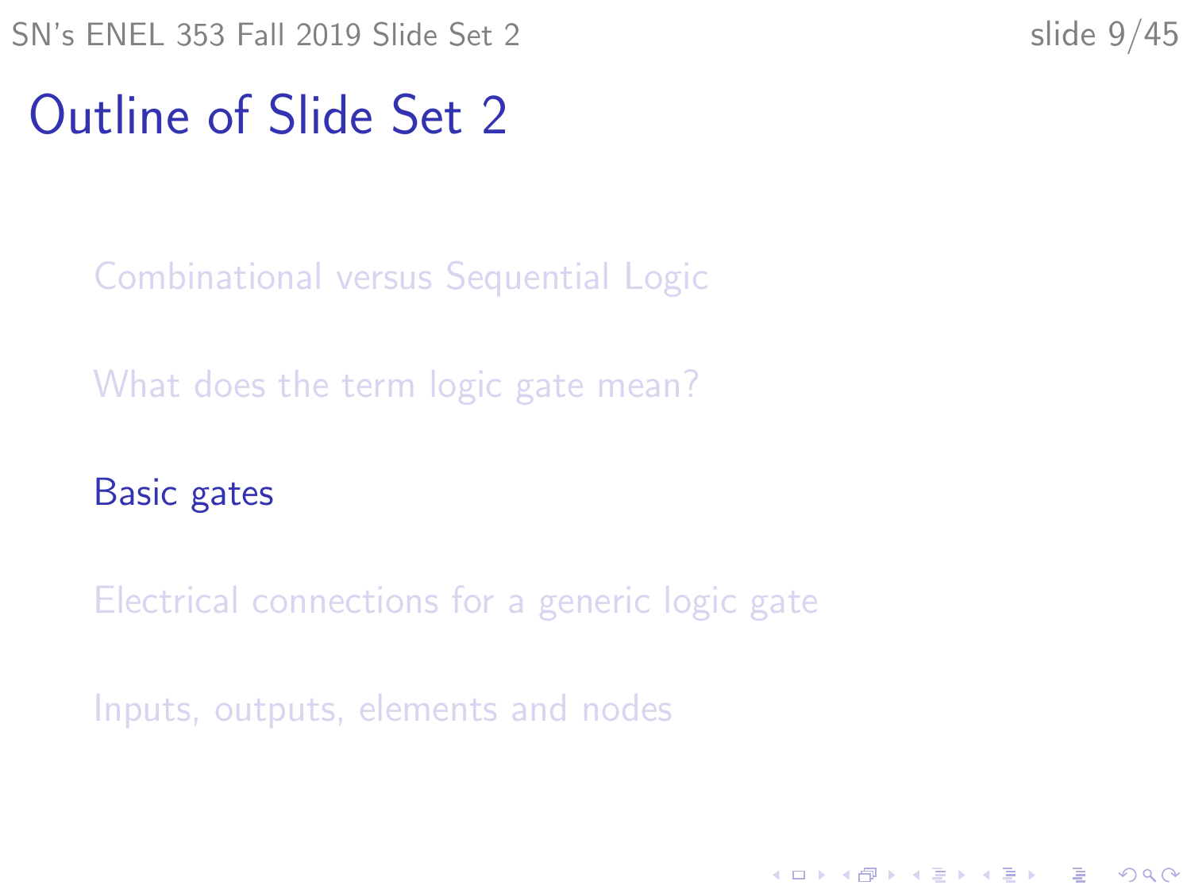# Outline of Slide Set 2

- Combinational versus Sequential Logic
- What does the term logic gate mean?
- **Basic gates**
- Electrical connections for a generic logic gate
- Inputs, outputs, elements and nodes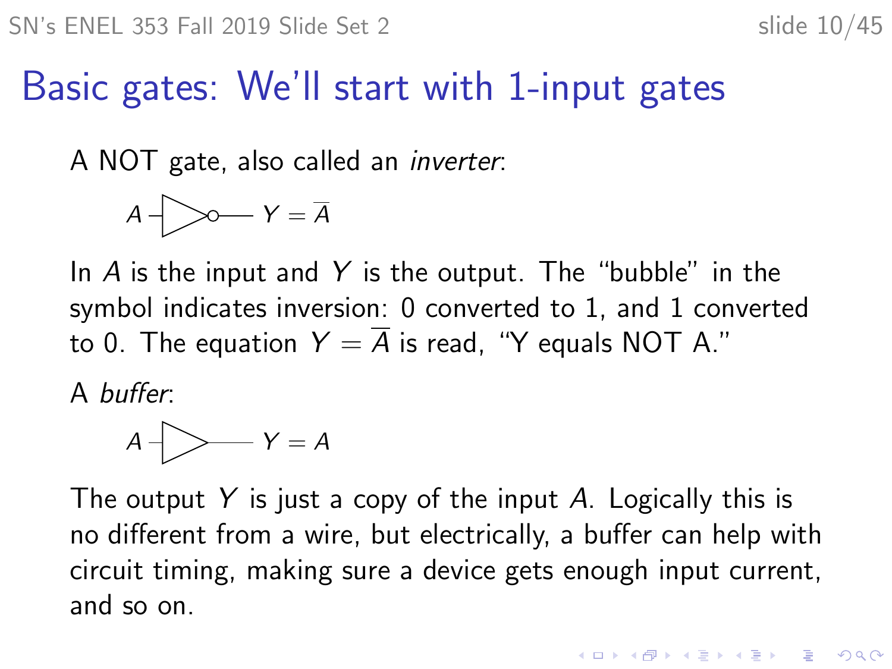# Basic gates: We'll start with 1-input gates

A NOT gate, also called an *inverter*:

$A$ — [NOT gate symbol] — $Y = \overline{A}$

In $A$ is the input and $Y$ is the output. The "bubble" in the symbol indicates inversion: 0 converted to 1, and 1 converted to 0. The equation $Y = \overline{A}$ is read, "Y equals NOT A."

A *buffer*:

$A$ — [buffer symbol] — $Y = A$

The output $Y$ is just a copy of the input $A$. Logically this is no different from a wire, but electrically, a buffer can help with circuit timing, making sure a device gets enough input current, and so on.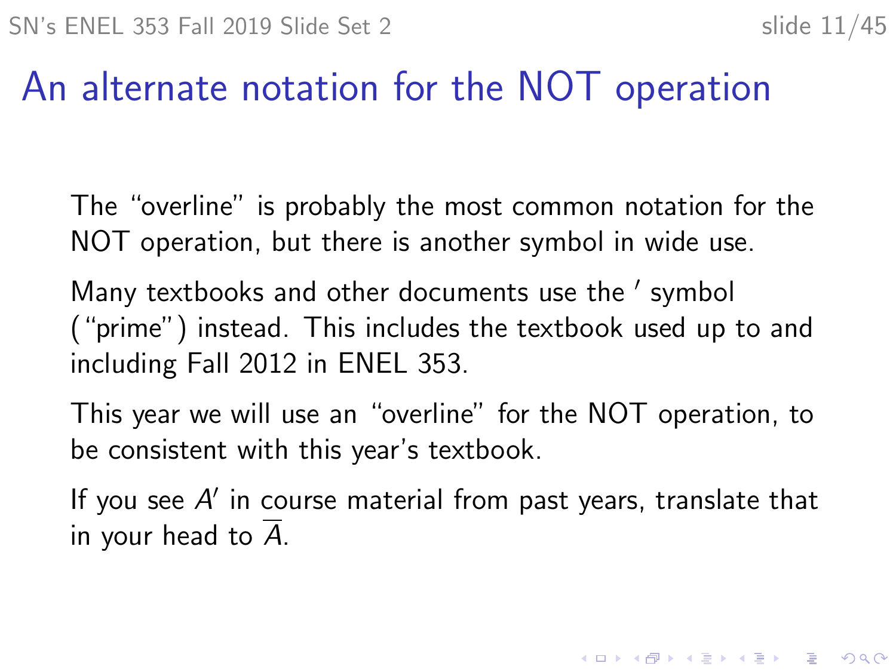# An alternate notation for the NOT operation

The "overline" is probably the most common notation for the NOT operation, but there is another symbol in wide use.

Many textbooks and other documents use the $'$ symbol ("prime") instead. This includes the textbook used up to and including Fall 2012 in ENEL 353.

This year we will use an "overline" for the NOT operation, to be consistent with this year's textbook.

If you see $A'$ in course material from past years, translate that in your head to $\overline{A}$.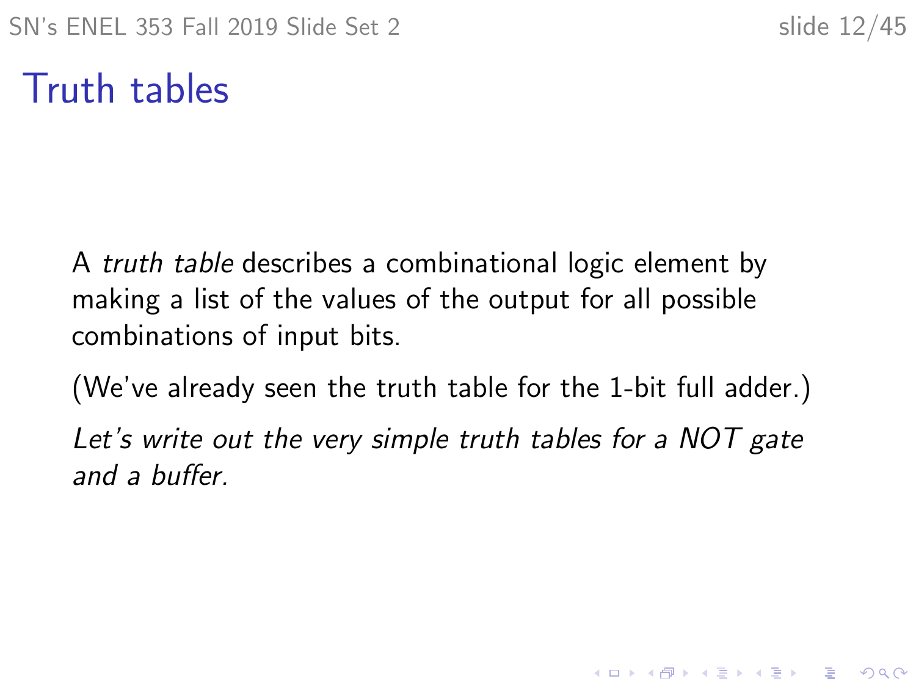# Truth tables

A *truth table* describes a combinational logic element by making a list of the values of the output for all possible combinations of input bits.

(We've already seen the truth table for the 1-bit full adder.)

*Let's write out the very simple truth tables for a NOT gate and a buffer.*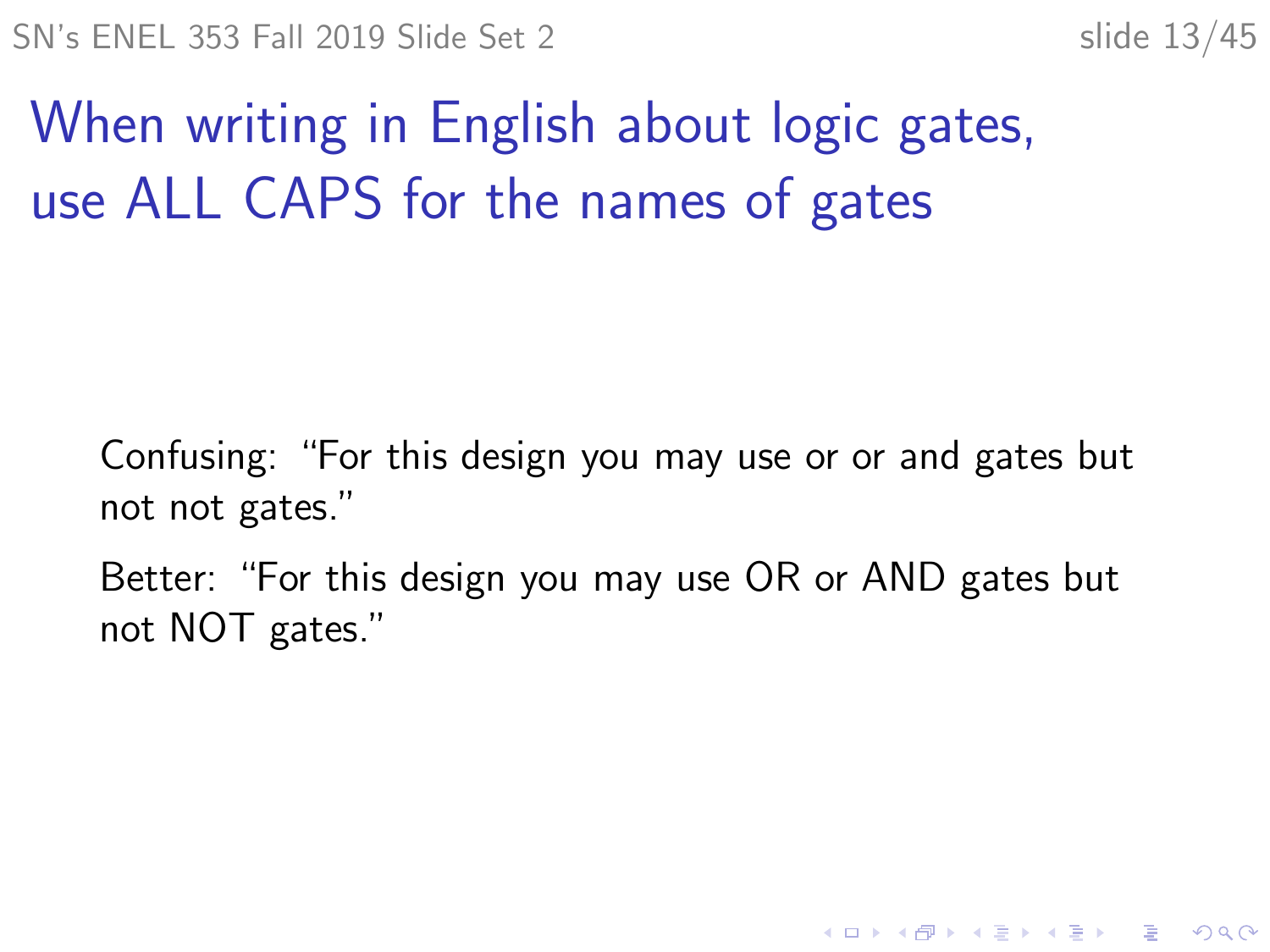# When writing in English about logic gates, use ALL CAPS for the names of gates

Confusing: "For this design you may use or or and gates but not not gates."

Better: "For this design you may use OR or AND gates but not NOT gates."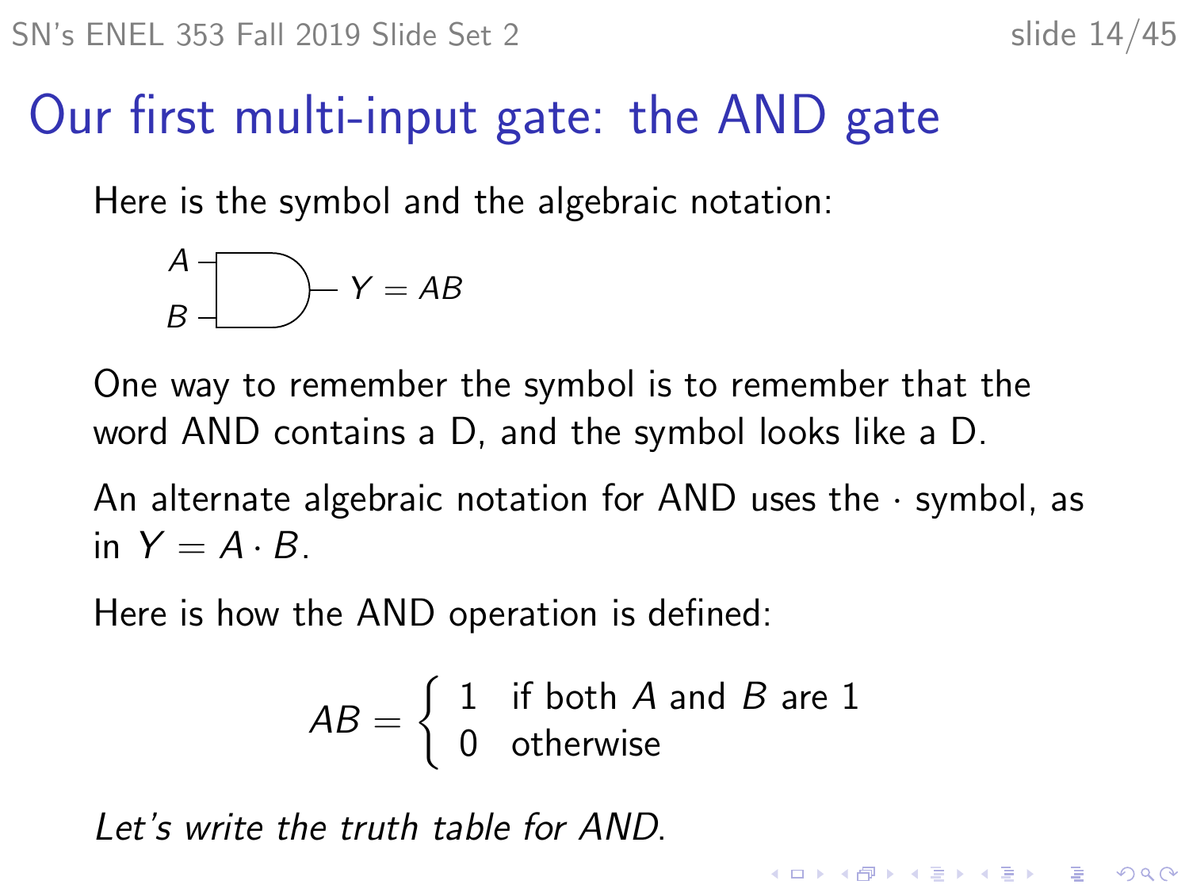# Our first multi-input gate: the AND gate

Here is the symbol and the algebraic notation:

$A$, $B$ → $Y = AB$

One way to remember the symbol is to remember that the word AND contains a D, and the symbol looks like a D.

An alternate algebraic notation for AND uses the $\cdot$ symbol, as in $Y = A \cdot B$.

Here is how the AND operation is defined:

$$AB = \begin{cases} 1 & \text{if both } A \text{ and } B \text{ are } 1 \\ 0 & \text{otherwise} \end{cases}$$

*Let's write the truth table for AND.*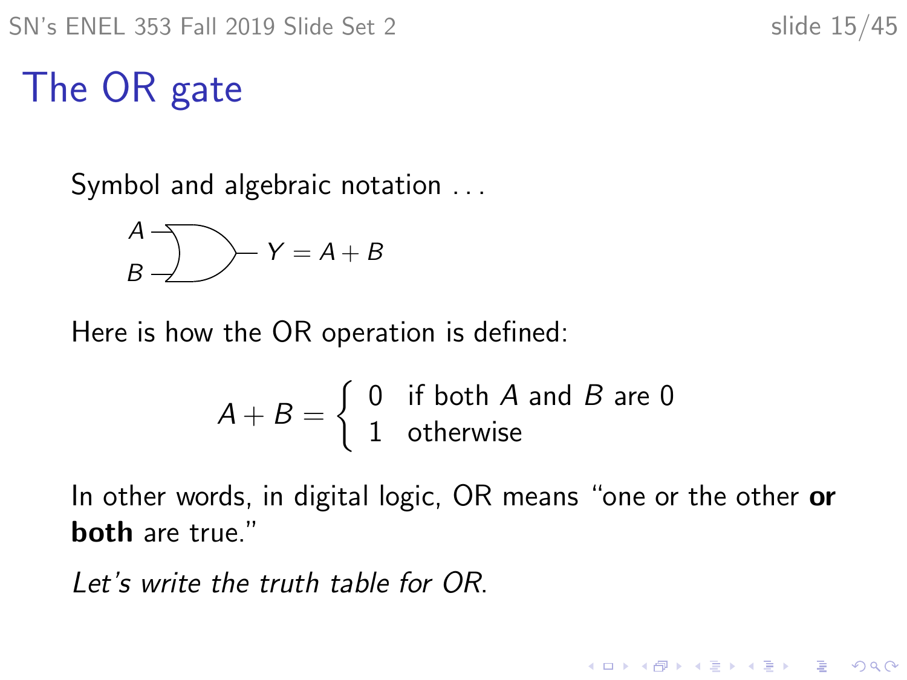# The OR gate

Symbol and algebraic notation . . .

$Y = A + B$

Here is how the OR operation is defined:

$$A + B = \begin{cases} 0 & \text{if both } A \text{ and } B \text{ are } 0 \\ 1 & \text{otherwise} \end{cases}$$

In other words, in digital logic, OR means "one or the other **or both** are true."

*Let's write the truth table for OR.*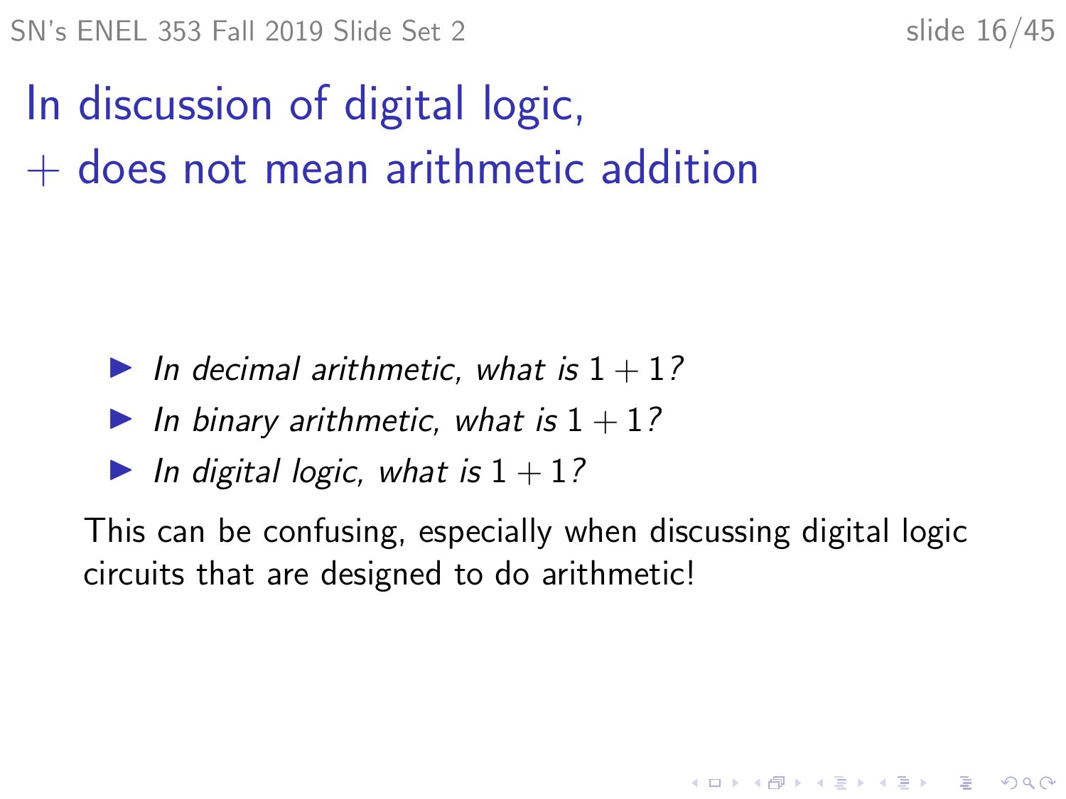# In discussion of digital logic, $+$ does not mean arithmetic addition

- *In decimal arithmetic, what is* $1 + 1$*?*
- *In binary arithmetic, what is* $1 + 1$*?*
- *In digital logic, what is* $1 + 1$*?*

This can be confusing, especially when discussing digital logic circuits that are designed to do arithmetic!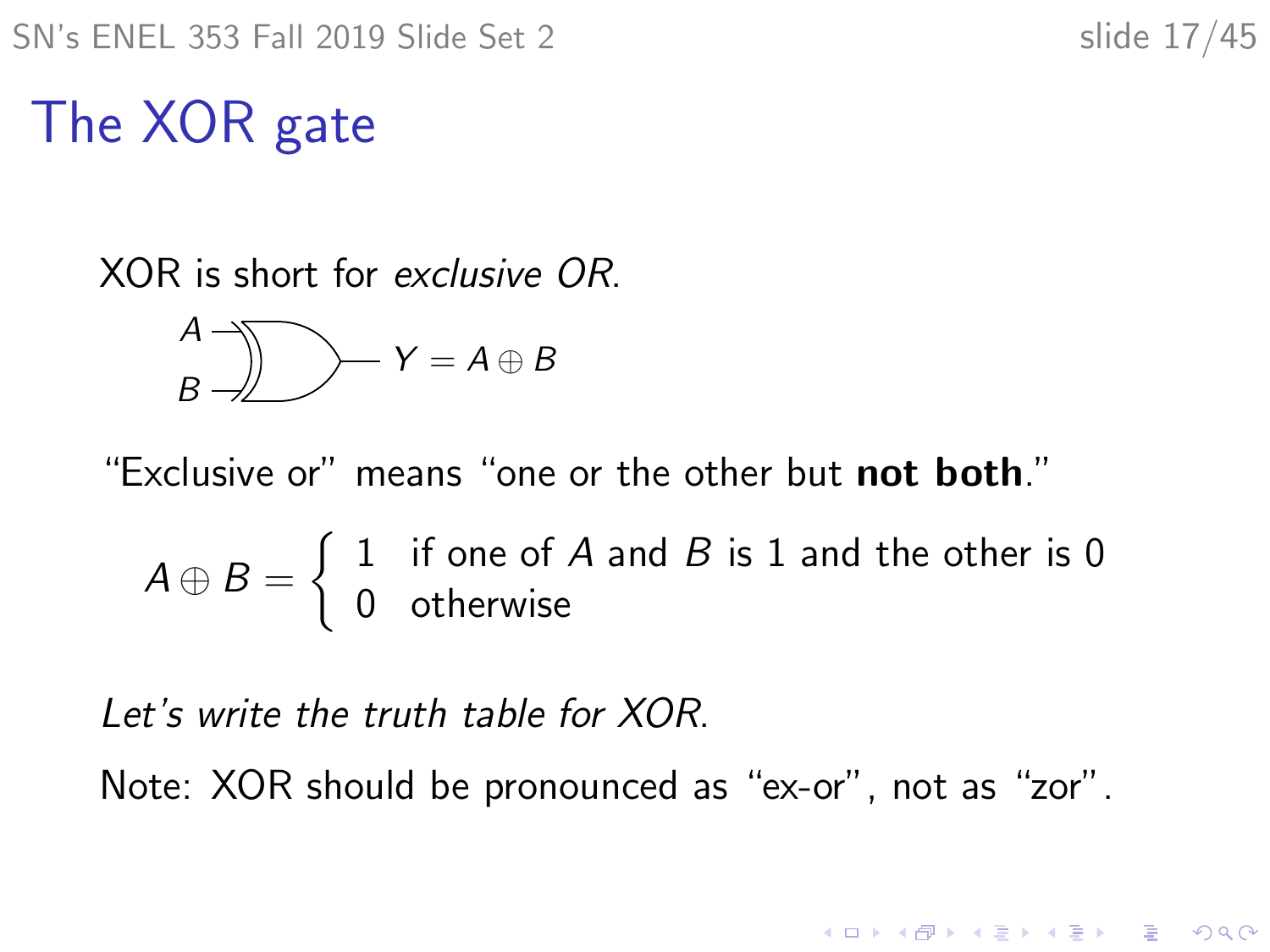# The XOR gate

XOR is short for *exclusive OR*.

$$Y = A \oplus B$$

"Exclusive or" means "one or the other but **not both**."

$$A \oplus B = \begin{cases} 1 & \text{if one of } A \text{ and } B \text{ is 1 and the other is 0} \\ 0 & \text{otherwise} \end{cases}$$

*Let's write the truth table for XOR.*

Note: XOR should be pronounced as "ex-or", not as "zor".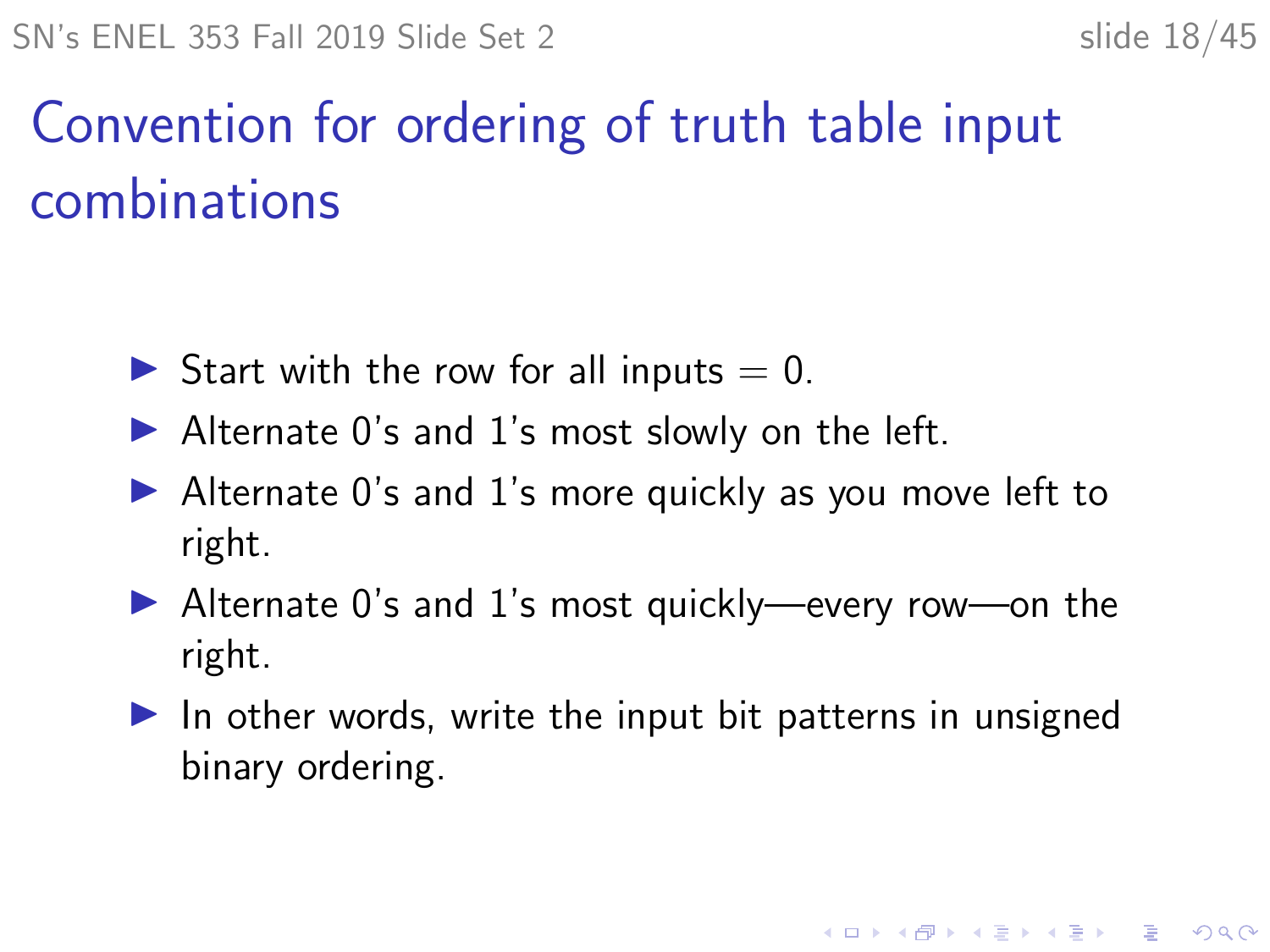# Convention for ordering of truth table input combinations

- Start with the row for all inputs = 0.
- Alternate 0's and 1's most slowly on the left.
- Alternate 0's and 1's more quickly as you move left to right.
- Alternate 0's and 1's most quickly—every row—on the right.
- In other words, write the input bit patterns in unsigned binary ordering.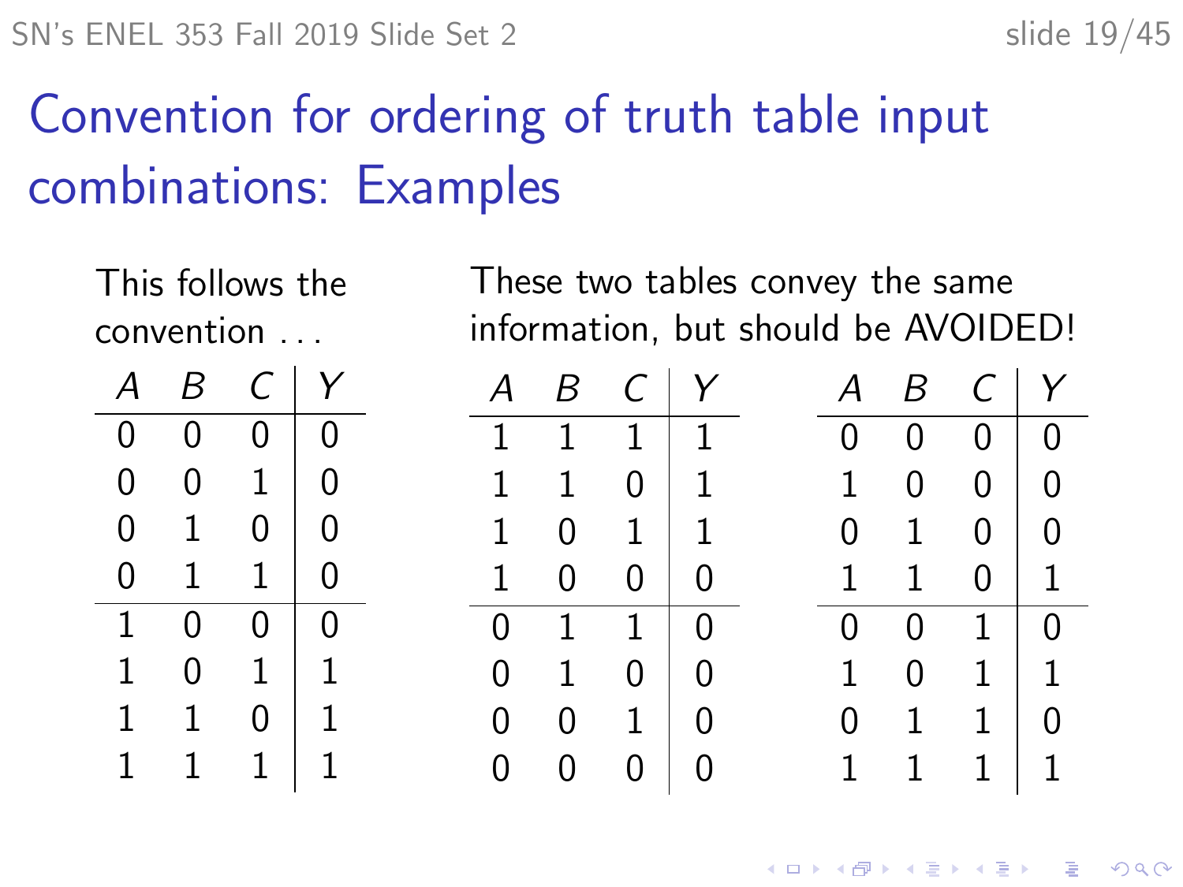# Convention for ordering of truth table input combinations: Examples

This follows the convention . . .

| $A$ | $B$ | $C$ | $Y$ |
|---|---|---|---|
| 0 | 0 | 0 | 0 |
| 0 | 0 | 1 | 0 |
| 0 | 1 | 0 | 0 |
| 0 | 1 | 1 | 0 |
| 1 | 0 | 0 | 0 |
| 1 | 0 | 1 | 1 |
| 1 | 1 | 0 | 1 |
| 1 | 1 | 1 | 1 |

These two tables convey the same information, but should be AVOIDED!

| $A$ | $B$ | $C$ | $Y$ |
|---|---|---|---|
| 1 | 1 | 1 | 1 |
| 1 | 1 | 0 | 1 |
| 1 | 0 | 1 | 1 |
| 1 | 0 | 0 | 0 |
| 0 | 1 | 1 | 0 |
| 0 | 1 | 0 | 0 |
| 0 | 0 | 1 | 0 |
| 0 | 0 | 0 | 0 |

| $A$ | $B$ | $C$ | $Y$ |
|---|---|---|---|
| 0 | 0 | 0 | 0 |
| 1 | 0 | 0 | 0 |
| 0 | 1 | 0 | 0 |
| 1 | 1 | 0 | 1 |
| 0 | 0 | 1 | 0 |
| 1 | 0 | 1 | 1 |
| 0 | 1 | 1 | 0 |
| 1 | 1 | 1 | 1 |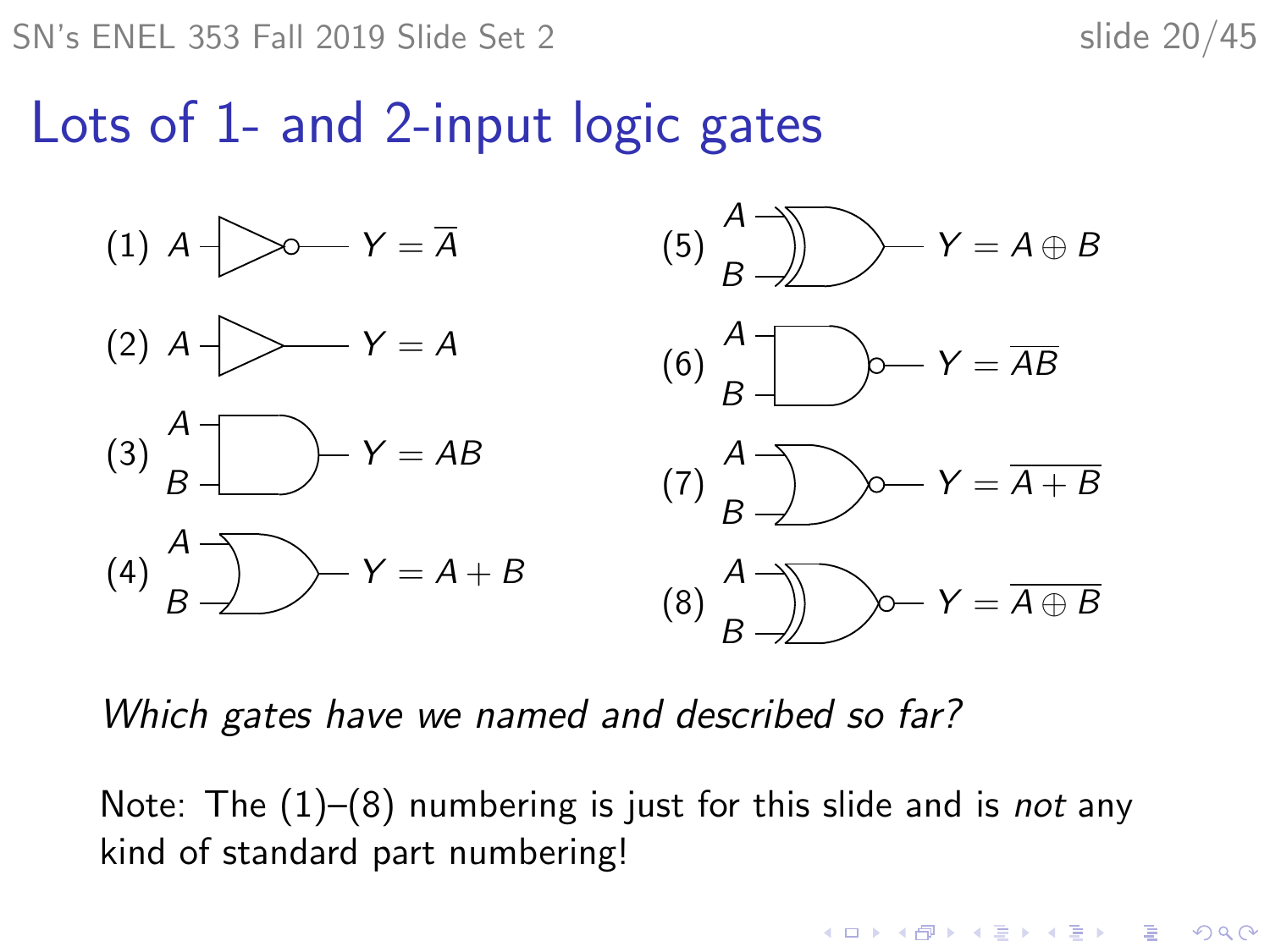# Lots of 1- and 2-input logic gates

(1) $A$ → $Y = \overline{A}$

(2) $A$ → $Y = A$

(3) $A$, $B$ → $Y = AB$

(4) $A$, $B$ → $Y = A + B$

(5) $A$, $B$ → $Y = A \oplus B$

(6) $A$, $B$ → $Y = \overline{AB}$

(7) $A$, $B$ → $Y = \overline{A + B}$

(8) $A$, $B$ → $Y = \overline{A \oplus B}$

*Which gates have we named and described so far?*

Note: The (1)–(8) numbering is just for this slide and is *not* any kind of standard part numbering!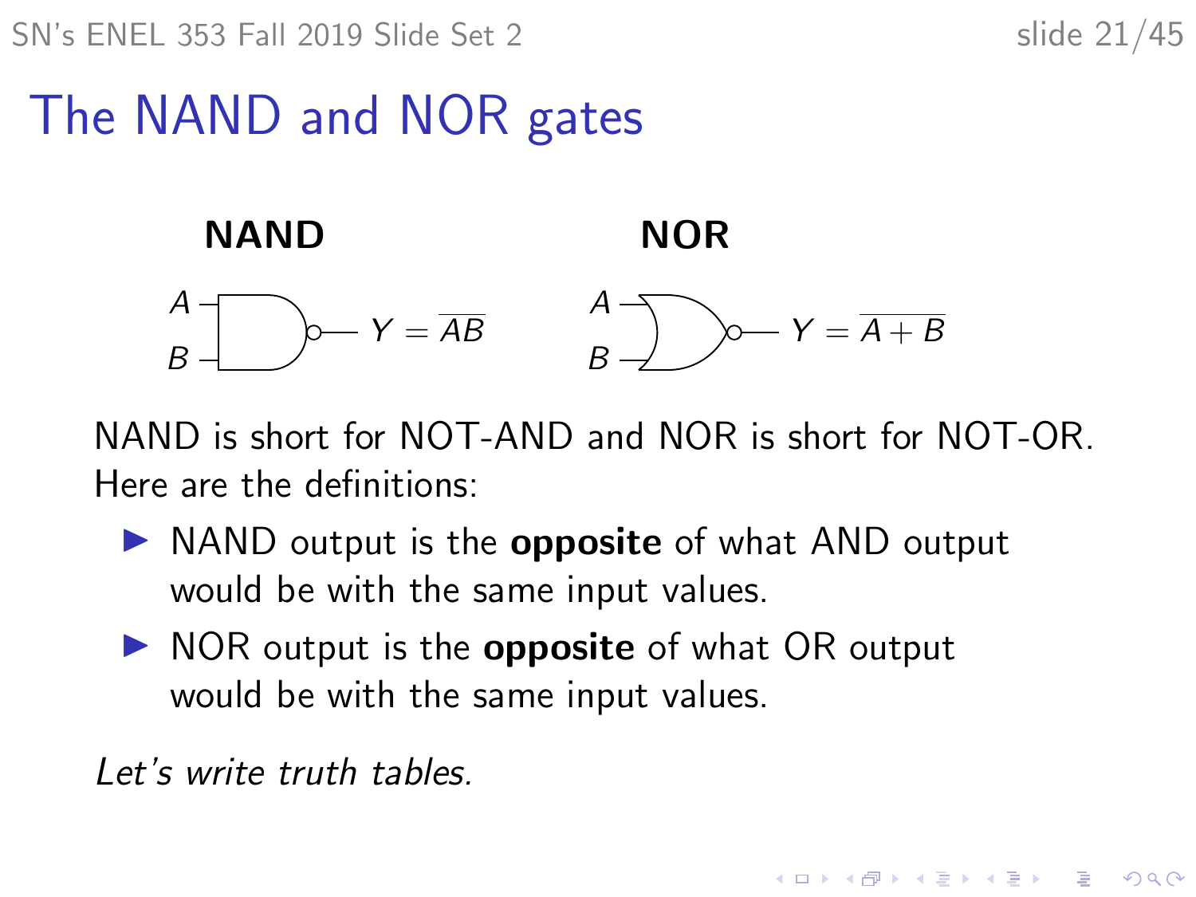# The NAND and NOR gates

**NAND**

$Y = \overline{AB}$

**NOR**

$Y = \overline{A + B}$

NAND is short for NOT-AND and NOR is short for NOT-OR. Here are the definitions:

- NAND output is the **opposite** of what AND output would be with the same input values.
- NOR output is the **opposite** of what OR output would be with the same input values.

*Let's write truth tables.*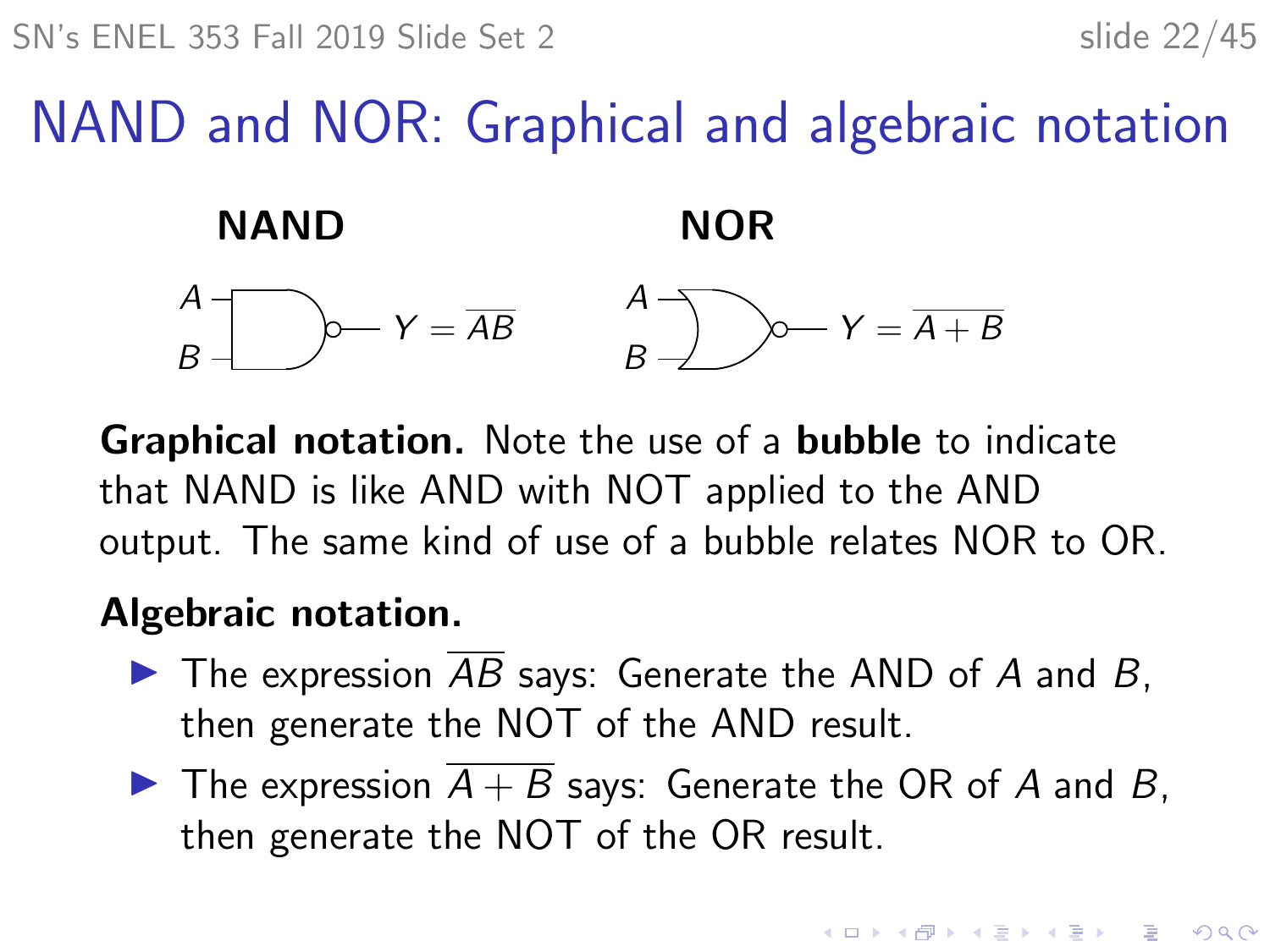# NAND and NOR: Graphical and algebraic notation

**NAND** $Y = \overline{AB}$

**NOR** $Y = \overline{A + B}$

**Graphical notation.** Note the use of a **bubble** to indicate that NAND is like AND with NOT applied to the AND output. The same kind of use of a bubble relates NOR to OR.

**Algebraic notation.**

- The expression $\overline{AB}$ says: Generate the AND of $A$ and $B$, then generate the NOT of the AND result.
- The expression $\overline{A + B}$ says: Generate the OR of $A$ and $B$, then generate the NOT of the OR result.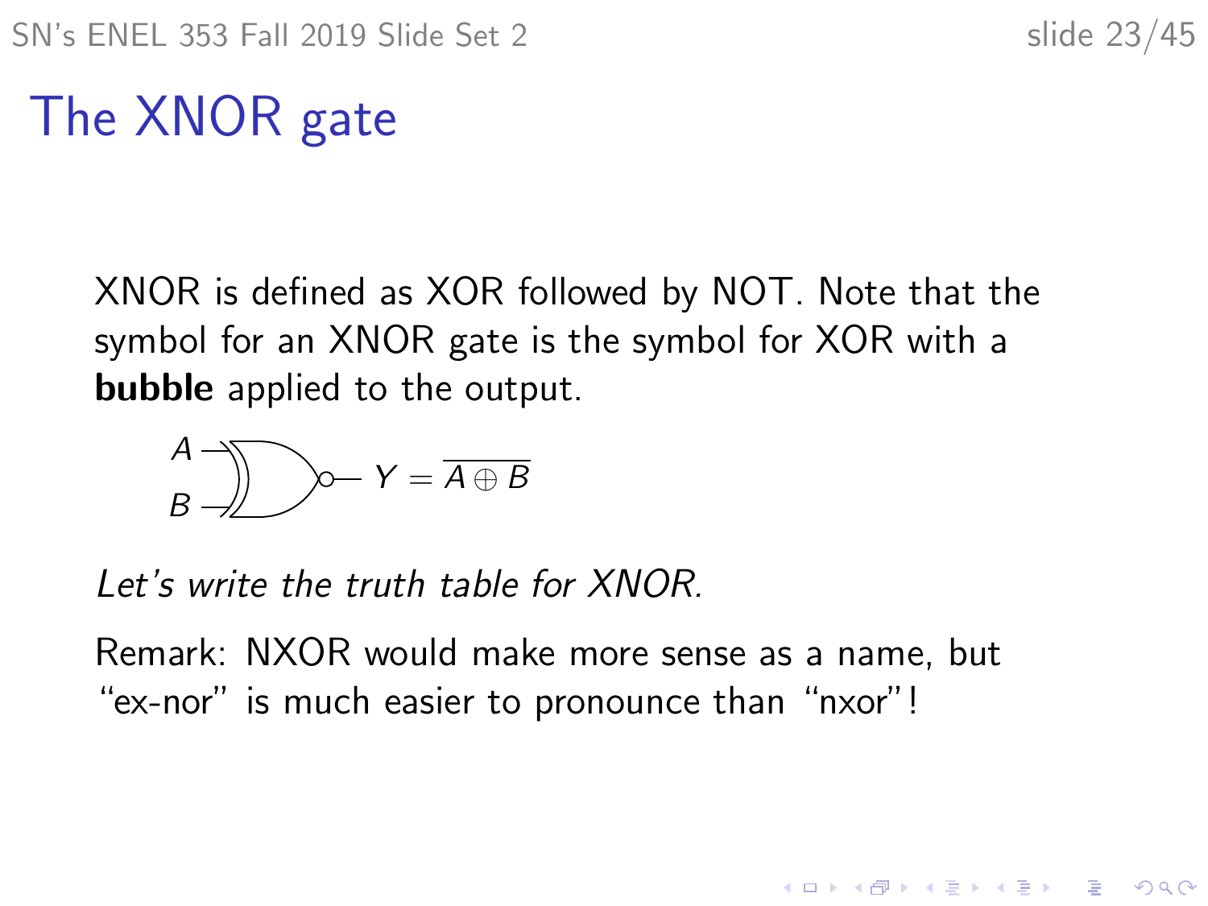# The XNOR gate

XNOR is defined as XOR followed by NOT. Note that the symbol for an XNOR gate is the symbol for XOR with a **bubble** applied to the output.

$A$, $B$ → $Y = \overline{A \oplus B}$

*Let's write the truth table for XNOR.*

Remark: NXOR would make more sense as a name, but "ex-nor" is much easier to pronounce than "nxor"!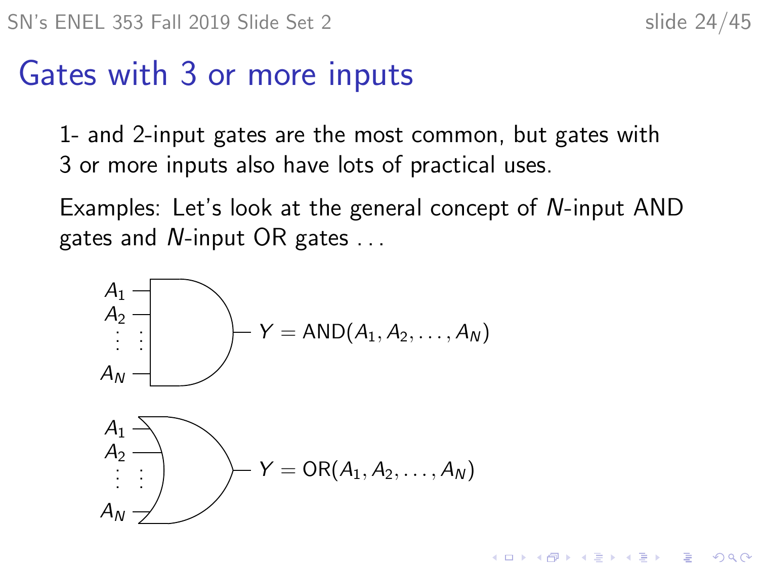# Gates with 3 or more inputs

1- and 2-input gates are the most common, but gates with 3 or more inputs also have lots of practical uses.

Examples: Let's look at the general concept of $N$-input AND gates and $N$-input OR gates . . .

$A_1$, $A_2$, ..., $A_N$ — $Y = \text{AND}(A_1, A_2, \ldots, A_N)$

$A_1$, $A_2$, ..., $A_N$ — $Y = \text{OR}(A_1, A_2, \ldots, A_N)$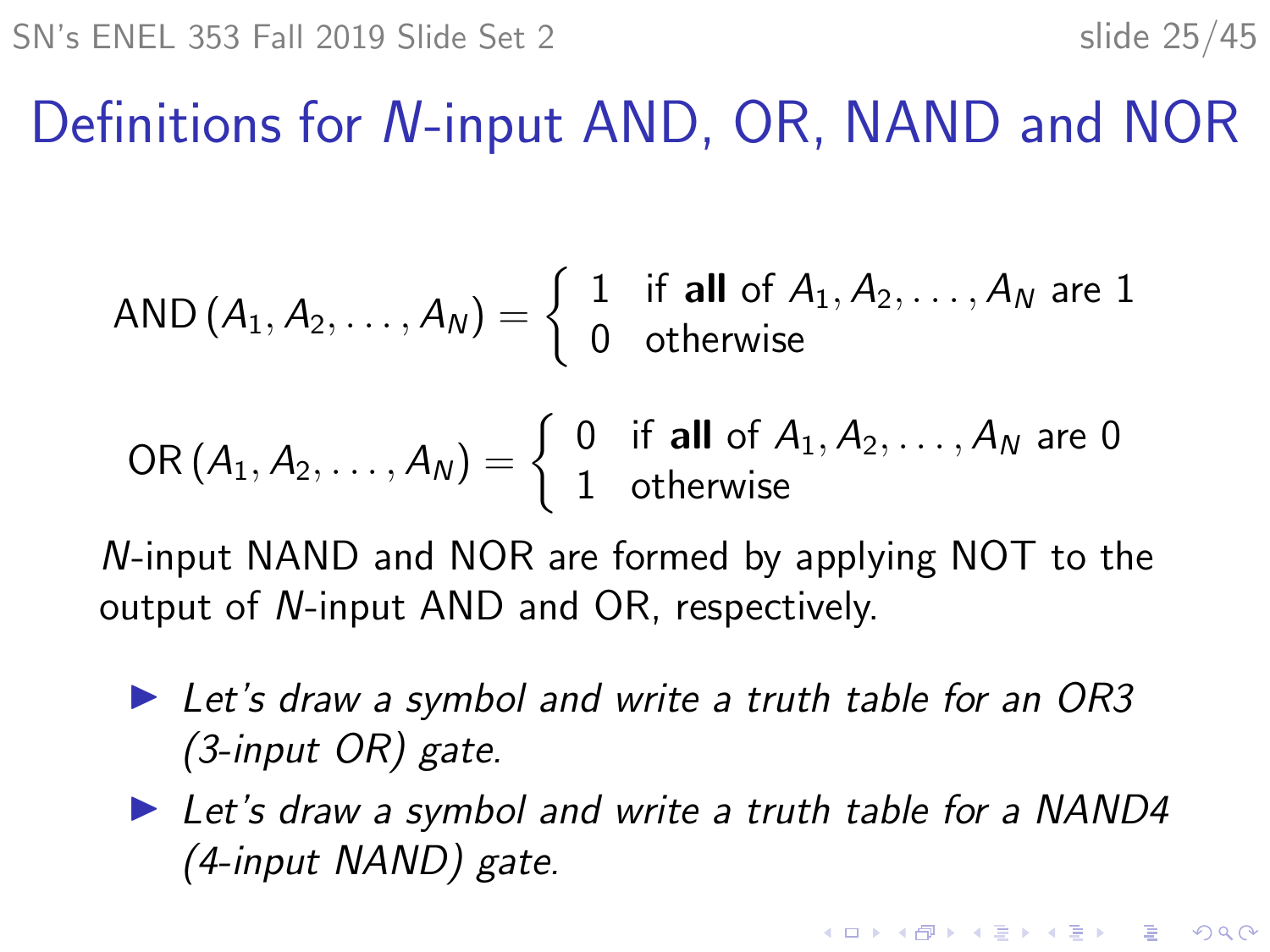# Definitions for $N$-input AND, OR, NAND and NOR

$$\text{AND}\,(A_1, A_2, \ldots, A_N) = \begin{cases} 1 & \text{if } \textbf{all} \text{ of } A_1, A_2, \ldots, A_N \text{ are } 1 \\ 0 & \text{otherwise} \end{cases}$$

$$\text{OR}\,(A_1, A_2, \ldots, A_N) = \begin{cases} 0 & \text{if } \textbf{all} \text{ of } A_1, A_2, \ldots, A_N \text{ are } 0 \\ 1 & \text{otherwise} \end{cases}$$

$N$-input NAND and NOR are formed by applying NOT to the output of $N$-input AND and OR, respectively.

- *Let's draw a symbol and write a truth table for an OR3 (3-input OR) gate.*
- *Let's draw a symbol and write a truth table for a NAND4 (4-input NAND) gate.*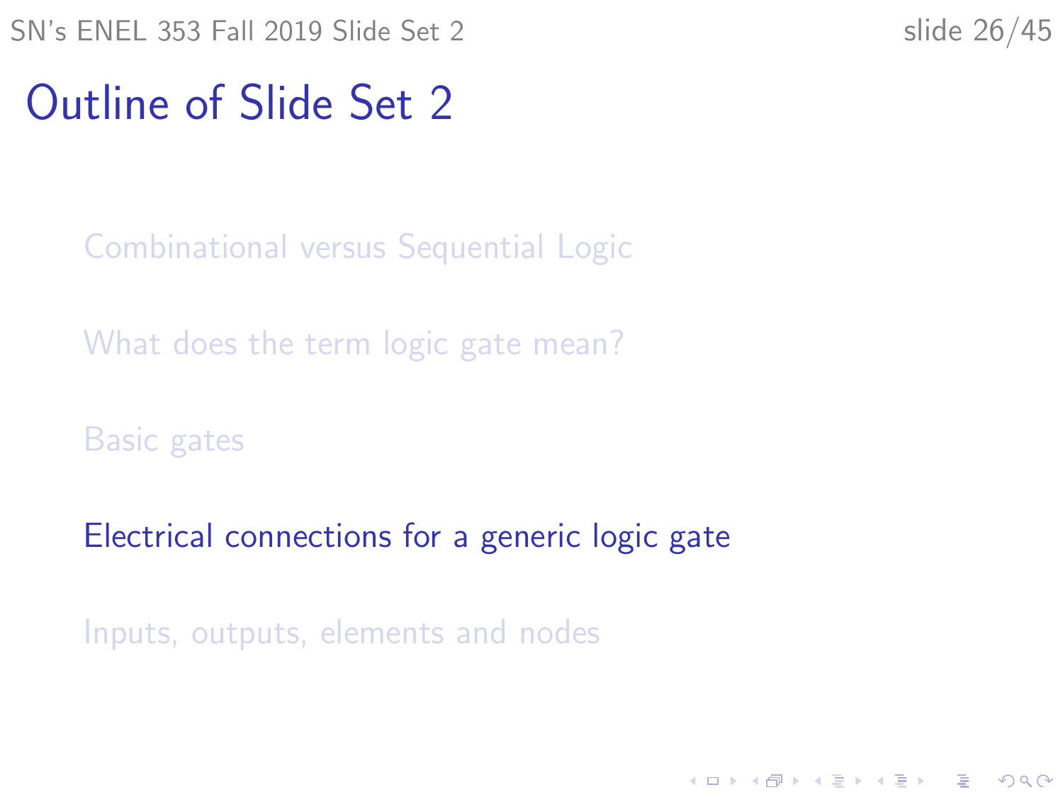# Outline of Slide Set 2

- Combinational versus Sequential Logic
- What does the term logic gate mean?
- Basic gates
- Electrical connections for a generic logic gate
- Inputs, outputs, elements and nodes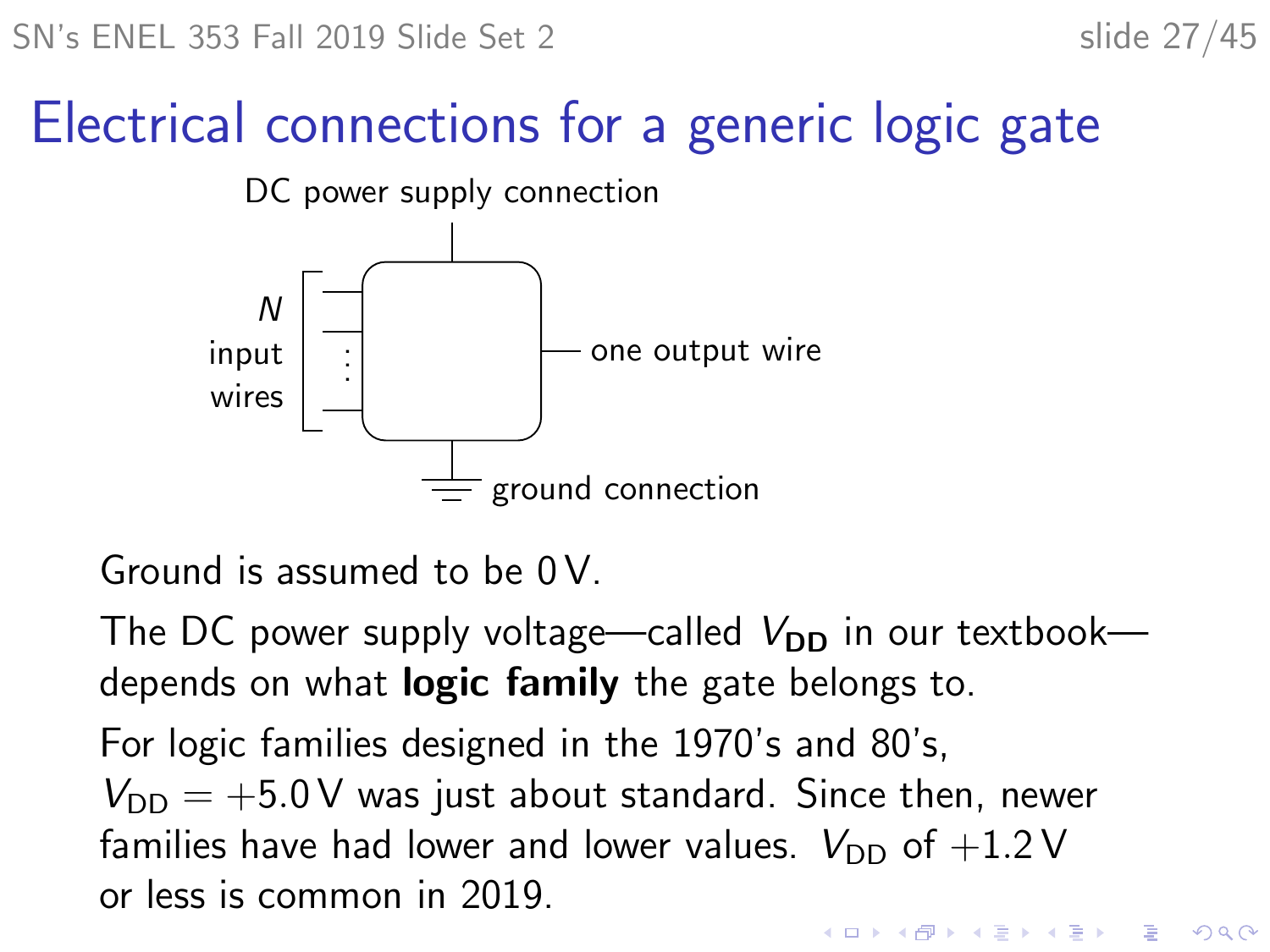# Electrical connections for a generic logic gate

DC power supply connection

$N$ input wires

one output wire

ground connection

Ground is assumed to be 0 V.

The DC power supply voltage—called $V_{\mathbf{DD}}$ in our textbook—depends on what **logic family** the gate belongs to.

For logic families designed in the 1970's and 80's, $V_{DD} = +5.0\,\text{V}$ was just about standard. Since then, newer families have had lower and lower values. $V_{DD}$ of $+1.2\,\text{V}$ or less is common in 2019.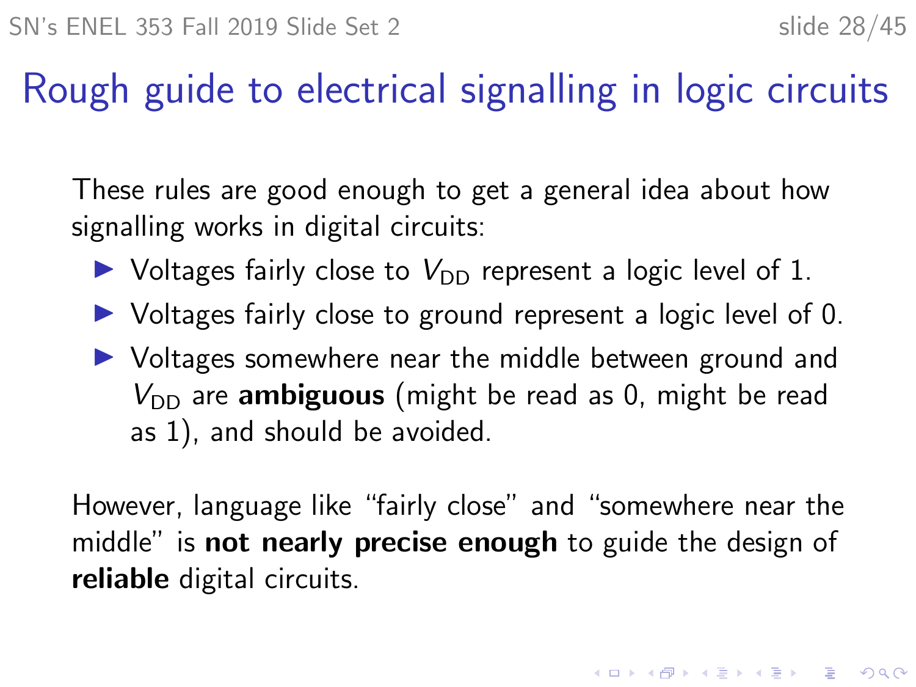# Rough guide to electrical signalling in logic circuits

These rules are good enough to get a general idea about how signalling works in digital circuits:

- Voltages fairly close to $V_{\mathrm{DD}}$ represent a logic level of 1.
- Voltages fairly close to ground represent a logic level of 0.
- Voltages somewhere near the middle between ground and $V_{\mathrm{DD}}$ are **ambiguous** (might be read as 0, might be read as 1), and should be avoided.

However, language like "fairly close" and "somewhere near the middle" is **not nearly precise enough** to guide the design of **reliable** digital circuits.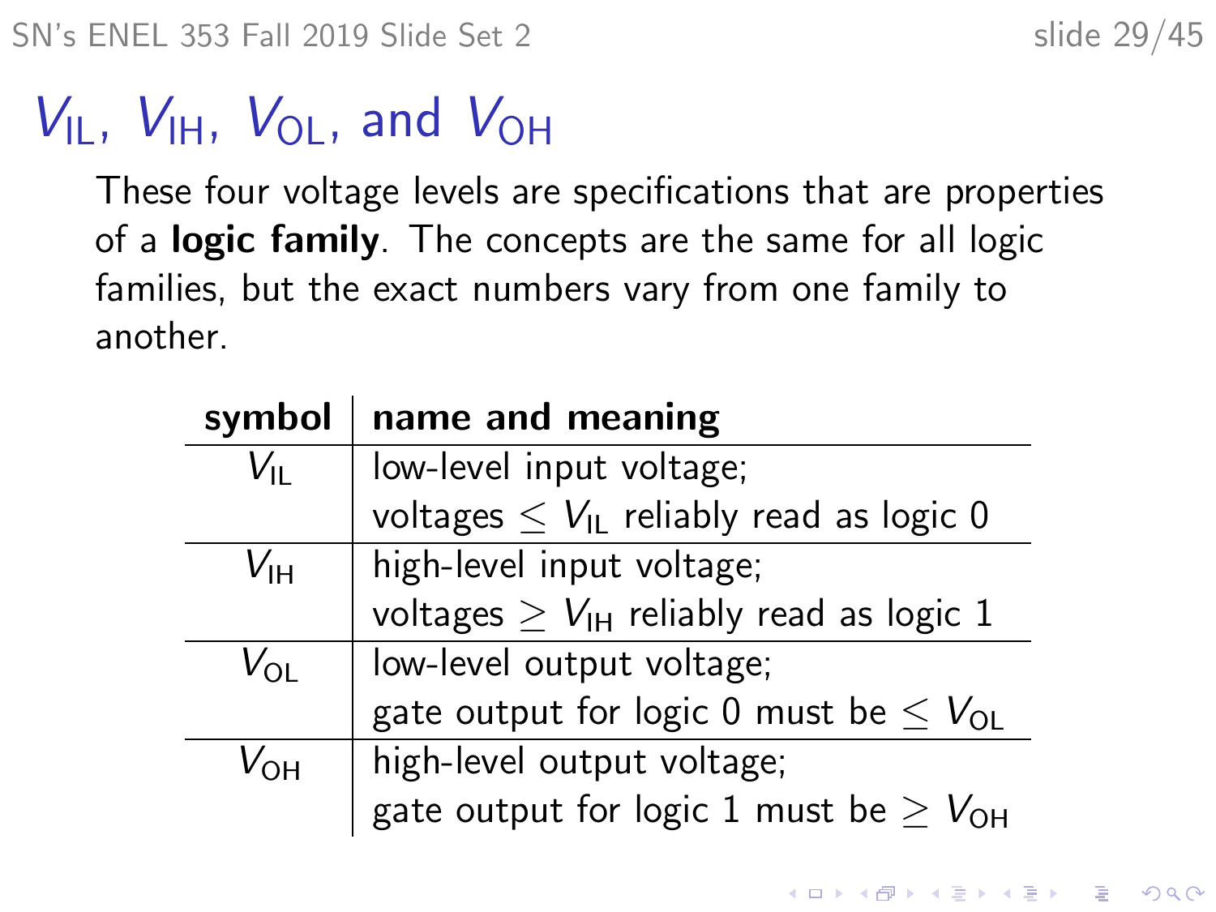# $V_{IL}$, $V_{IH}$, $V_{OL}$, and $V_{OH}$

These four voltage levels are specifications that are properties of a **logic family**. The concepts are the same for all logic families, but the exact numbers vary from one family to another.

| **symbol** | **name and meaning** |
|---|---|
| $V_{IL}$ | low-level input voltage; voltages $\leq V_{IL}$ reliably read as logic 0 |
| $V_{IH}$ | high-level input voltage; voltages $\geq V_{IH}$ reliably read as logic 1 |
| $V_{OL}$ | low-level output voltage; gate output for logic 0 must be $\leq V_{OL}$ |
| $V_{OH}$ | high-level output voltage; gate output for logic 1 must be $\geq V_{OH}$ |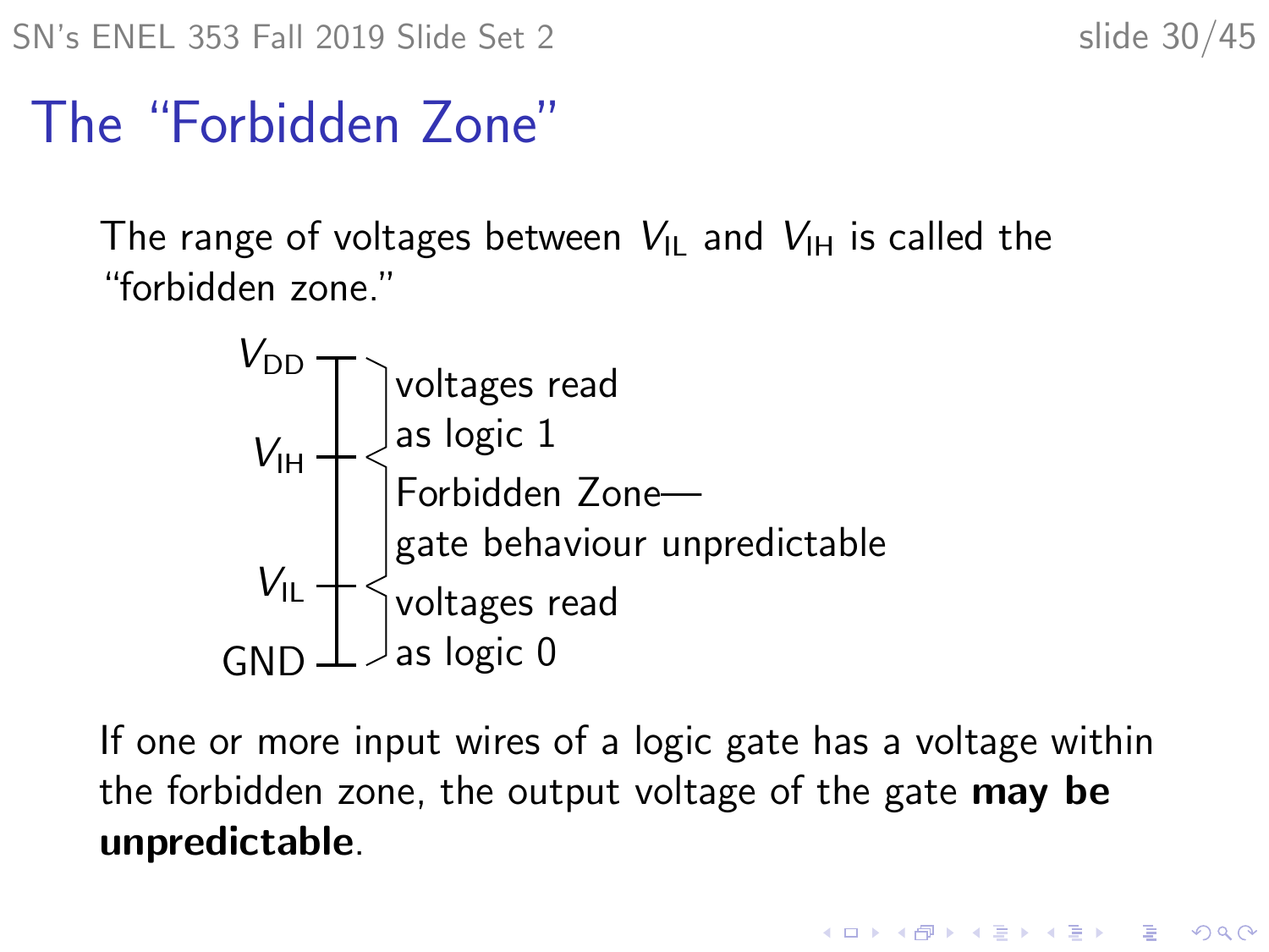# The "Forbidden Zone"

The range of voltages between $V_{IL}$ and $V_{IH}$ is called the "forbidden zone."

- $V_{DD}$ to $V_{IH}$: voltages read as logic 1
- $V_{IH}$ to $V_{IL}$: Forbidden Zone—gate behaviour unpredictable
- $V_{IL}$ to GND: voltages read as logic 0

If one or more input wires of a logic gate has a voltage within the forbidden zone, the output voltage of the gate **may be unpredictable**.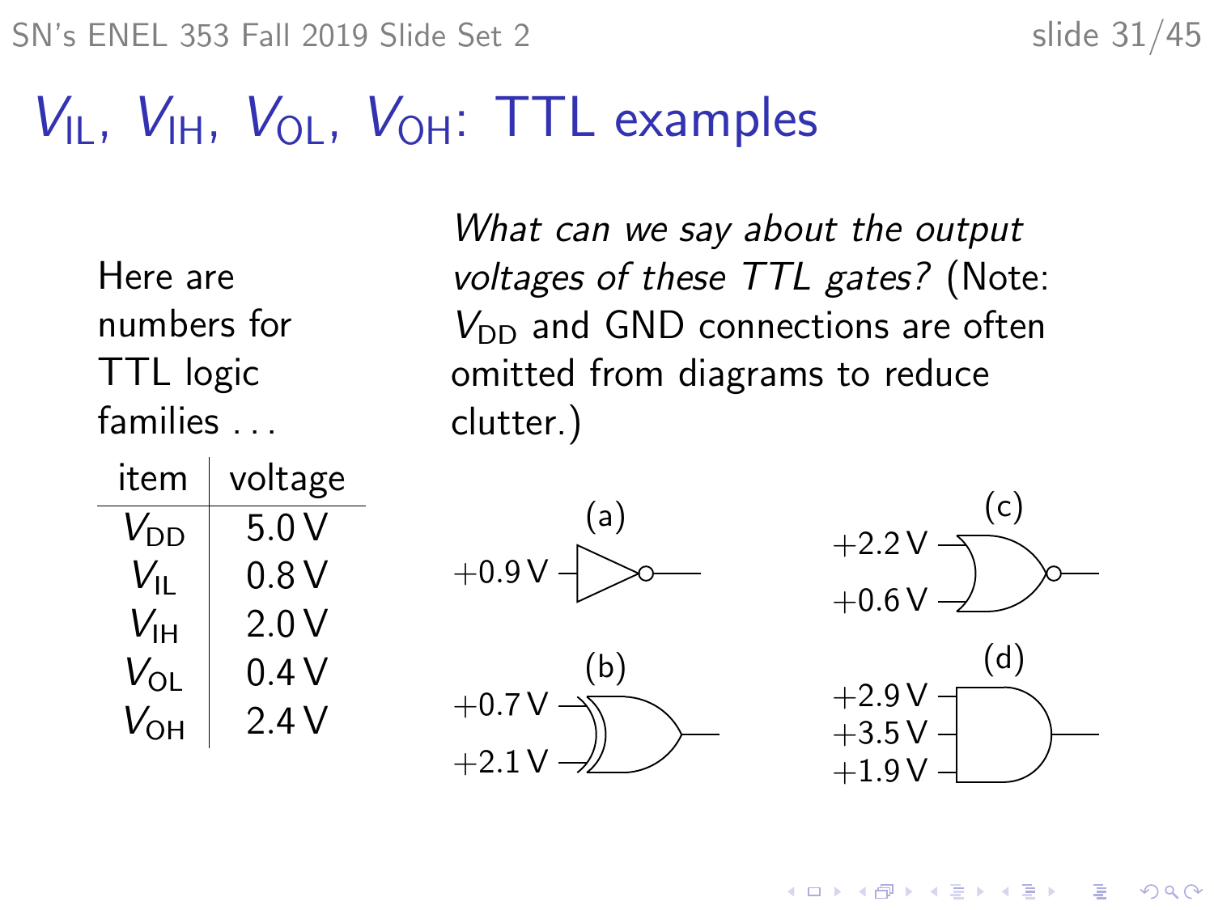# $V_{IL}$, $V_{IH}$, $V_{OL}$, $V_{OH}$: TTL examples

Here are numbers for TTL logic families . . .

| item | voltage |
|---|---|
| $V_{DD}$ | 5.0 V |
| $V_{IL}$ | 0.8 V |
| $V_{IH}$ | 2.0 V |
| $V_{OL}$ | 0.4 V |
| $V_{OH}$ | 2.4 V |

*What can we say about the output voltages of these TTL gates?* (Note: $V_{DD}$ and GND connections are often omitted from diagrams to reduce clutter.)

(a) +0.9 V

(b) +0.7 V, +2.1 V

(c) +2.2 V, +0.6 V

(d) +2.9 V, +3.5 V, +1.9 V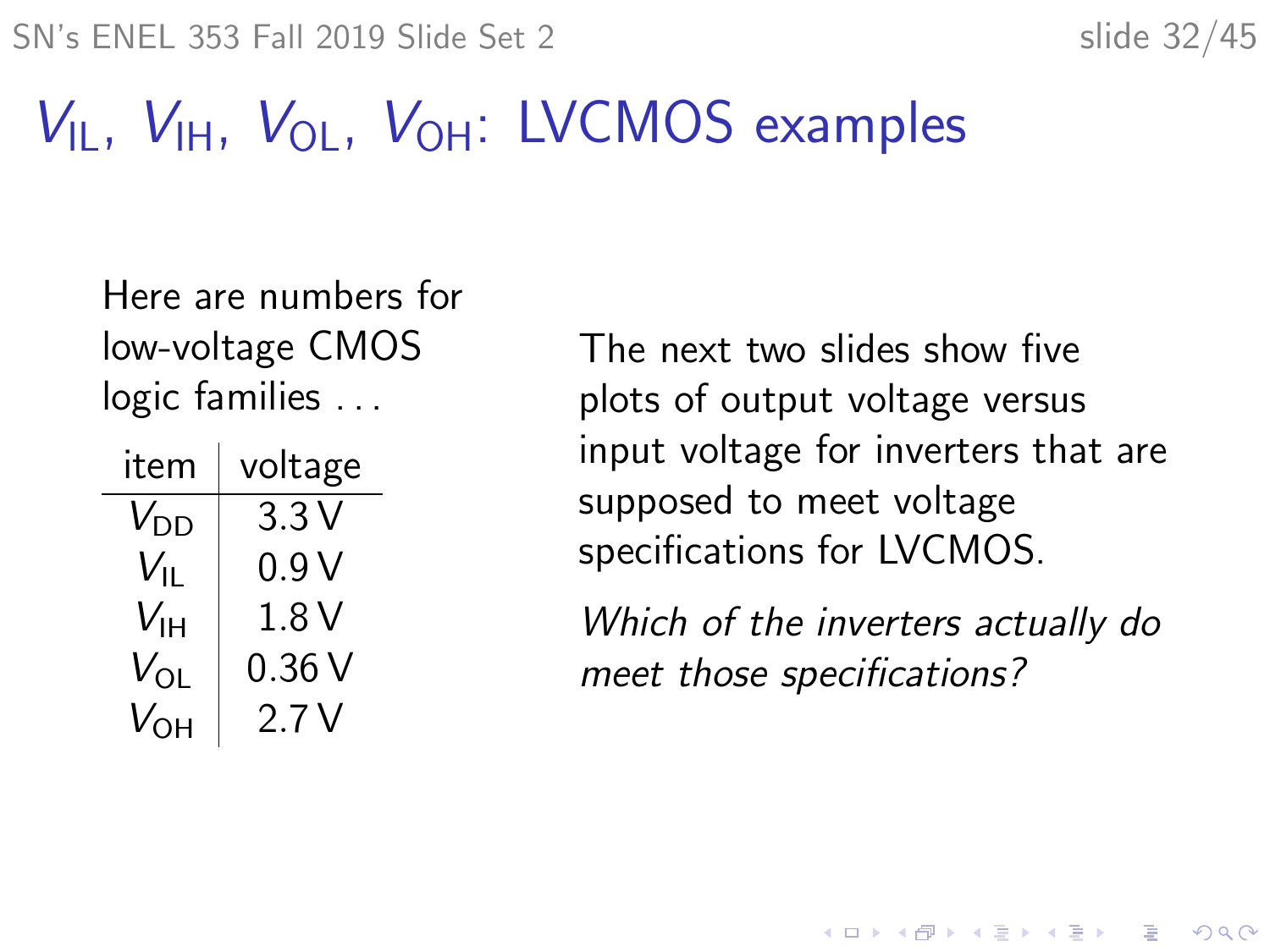# $V_{IL}$, $V_{IH}$, $V_{OL}$, $V_{OH}$: LVCMOS examples

Here are numbers for low-voltage CMOS logic families . . .

| item | voltage |
|---|---|
| $V_{DD}$ | 3.3 V |
| $V_{IL}$ | 0.9 V |
| $V_{IH}$ | 1.8 V |
| $V_{OL}$ | 0.36 V |
| $V_{OH}$ | 2.7 V |

The next two slides show five plots of output voltage versus input voltage for inverters that are supposed to meet voltage specifications for LVCMOS.

*Which of the inverters actually do meet those specifications?*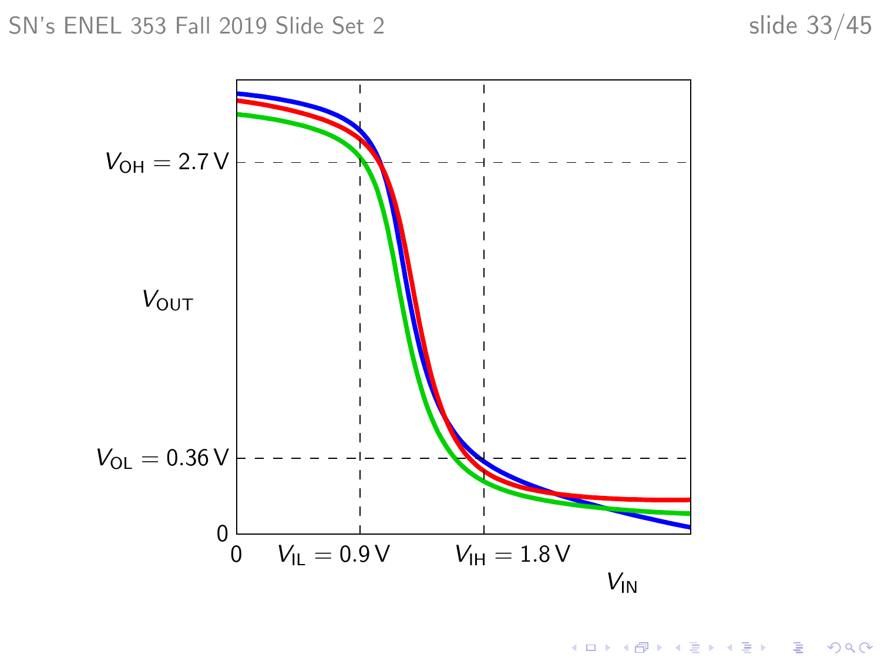$V_{OH} = 2.7\,V$

$V_{OUT}$

$V_{OL} = 0.36\,V$

0

0 $V_{IL} = 0.9\,V$ $V_{IH} = 1.8\,V$

$V_{IN}$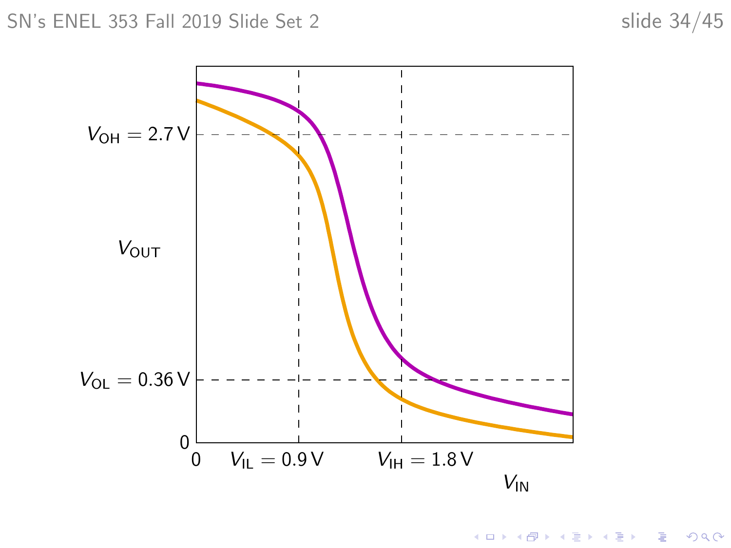$V_{OH} = 2.7\,V$

$V_{OUT}$

$V_{OL} = 0.36\,V$

0

0 $V_{IL} = 0.9\,V$ $V_{IH} = 1.8\,V$

$V_{IN}$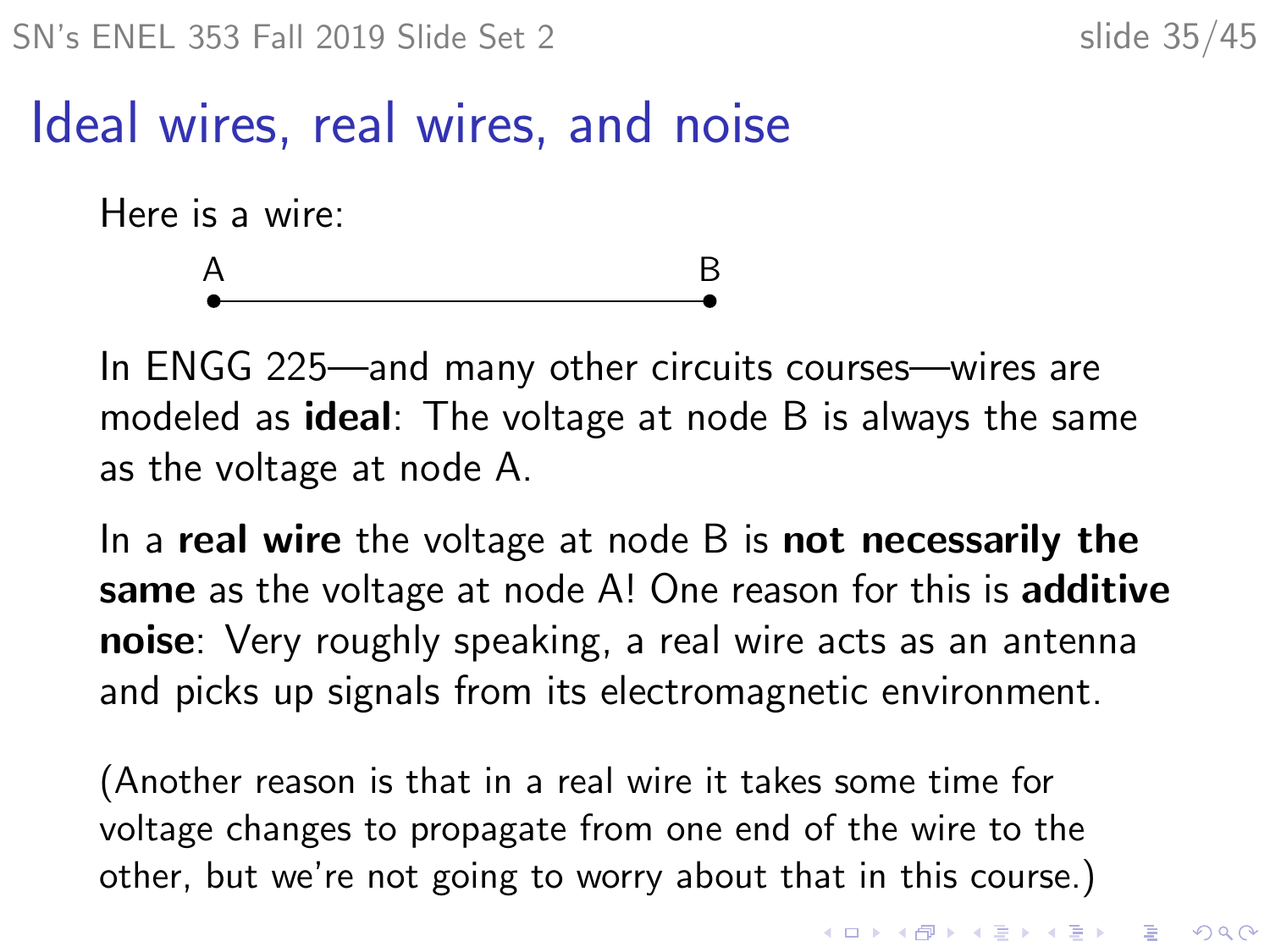# Ideal wires, real wires, and noise

Here is a wire:

A ———————————— B

In ENGG 225—and many other circuits courses—wires are modeled as **ideal**: The voltage at node B is always the same as the voltage at node A.

In a **real wire** the voltage at node B is **not necessarily the same** as the voltage at node A! One reason for this is **additive noise**: Very roughly speaking, a real wire acts as an antenna and picks up signals from its electromagnetic environment.

(Another reason is that in a real wire it takes some time for voltage changes to propagate from one end of the wire to the other, but we're not going to worry about that in this course.)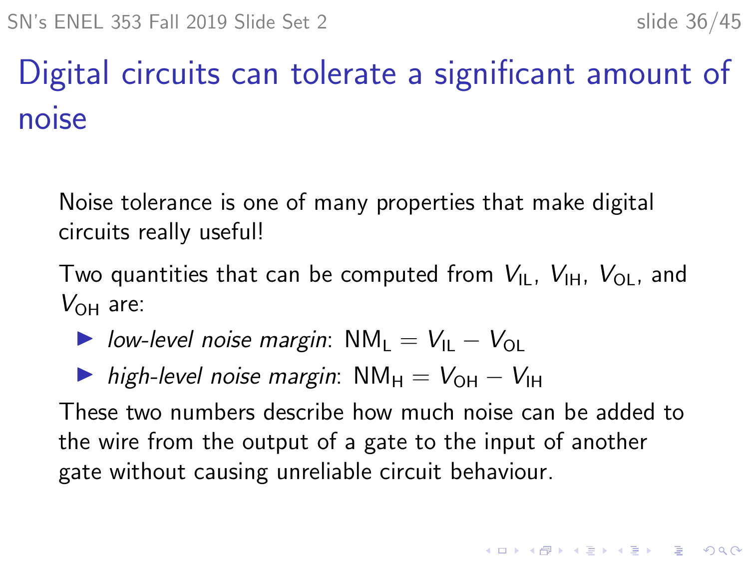# Digital circuits can tolerate a significant amount of noise

Noise tolerance is one of many properties that make digital circuits really useful!

Two quantities that can be computed from $V_{\mathrm{IL}}$, $V_{\mathrm{IH}}$, $V_{\mathrm{OL}}$, and $V_{\mathrm{OH}}$ are:

- *low-level noise margin*: $\mathrm{NM_L} = V_{\mathrm{IL}} - V_{\mathrm{OL}}$
- *high-level noise margin*: $\mathrm{NM_H} = V_{\mathrm{OH}} - V_{\mathrm{IH}}$

These two numbers describe how much noise can be added to the wire from the output of a gate to the input of another gate without causing unreliable circuit behaviour.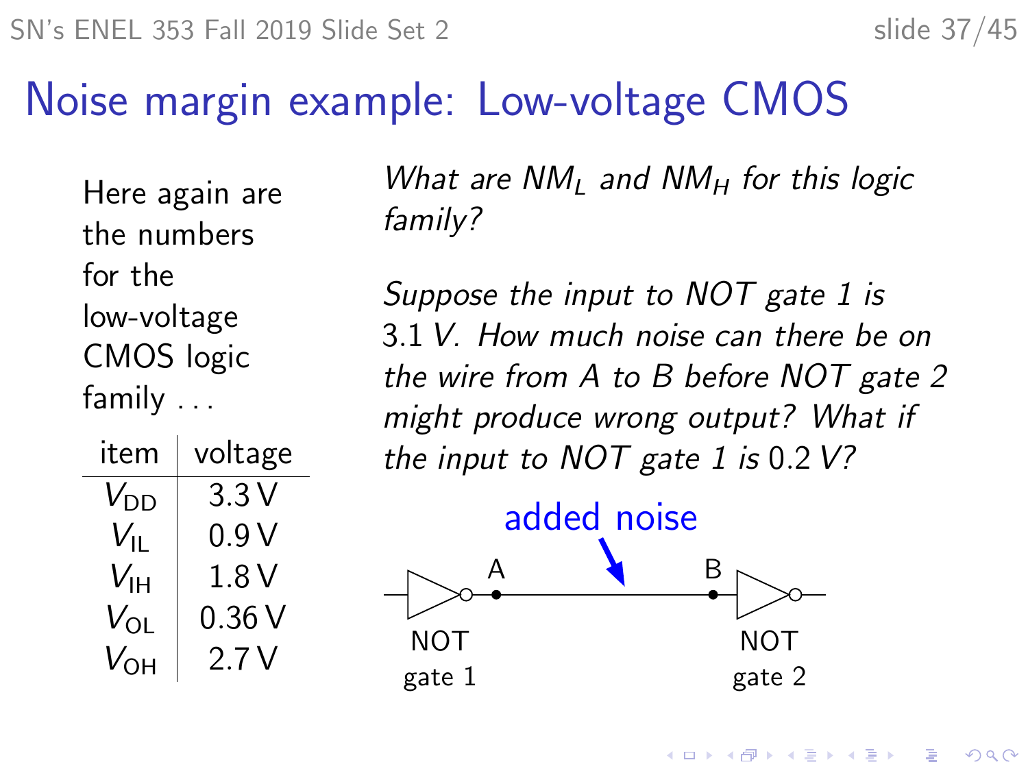# Noise margin example: Low-voltage CMOS

Here again are the numbers for the low-voltage CMOS logic family . . .

| item | voltage |
|---|---|
| $V_{DD}$ | 3.3 V |
| $V_{IL}$ | 0.9 V |
| $V_{IH}$ | 1.8 V |
| $V_{OL}$ | 0.36 V |
| $V_{OH}$ | 2.7 V |

*What are $NM_L$ and $NM_H$ for this logic family?*

*Suppose the input to NOT gate 1 is 3.1 V. How much noise can there be on the wire from A to B before NOT gate 2 might produce wrong output? What if the input to NOT gate 1 is 0.2 V?*

added noise

A — B

NOT gate 1 — NOT gate 2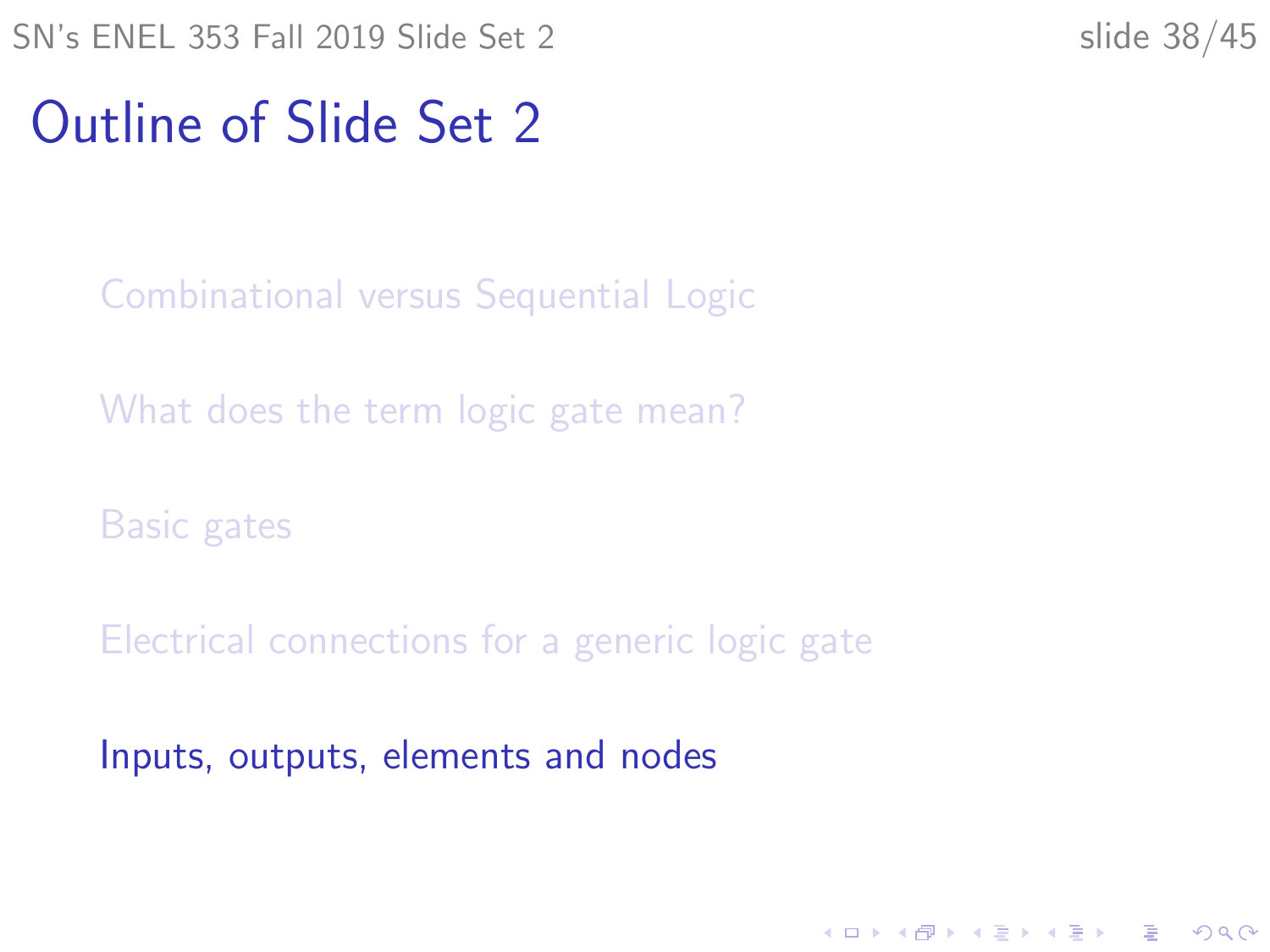# Outline of Slide Set 2

- Combinational versus Sequential Logic
- What does the term logic gate mean?
- Basic gates
- Electrical connections for a generic logic gate
- Inputs, outputs, elements and nodes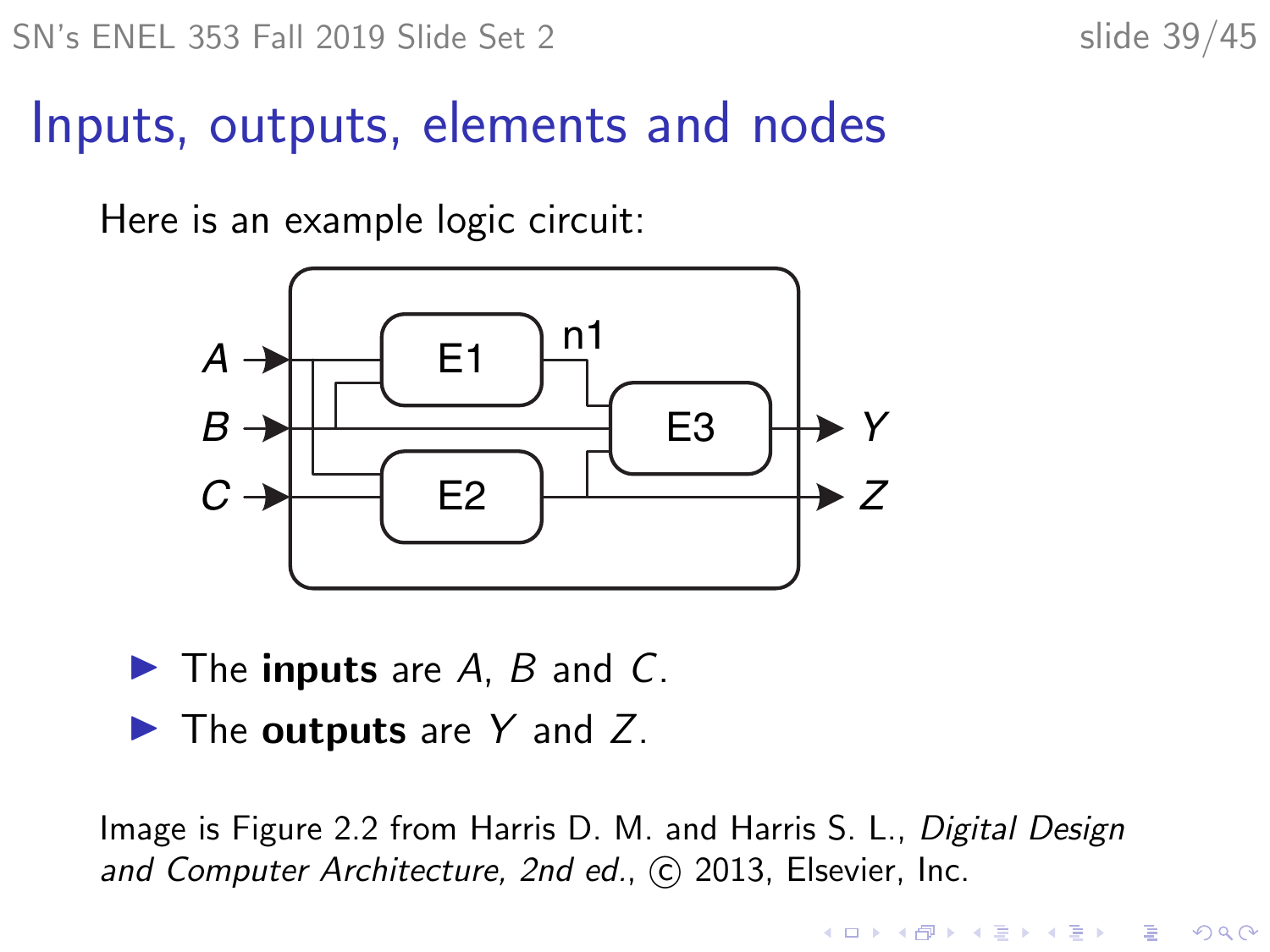# Inputs, outputs, elements and nodes

Here is an example logic circuit:

- The **inputs** are $A$, $B$ and $C$.
- The **outputs** are $Y$ and $Z$.

Image is Figure 2.2 from Harris D. M. and Harris S. L., *Digital Design and Computer Architecture, 2nd ed.*, © 2013, Elsevier, Inc.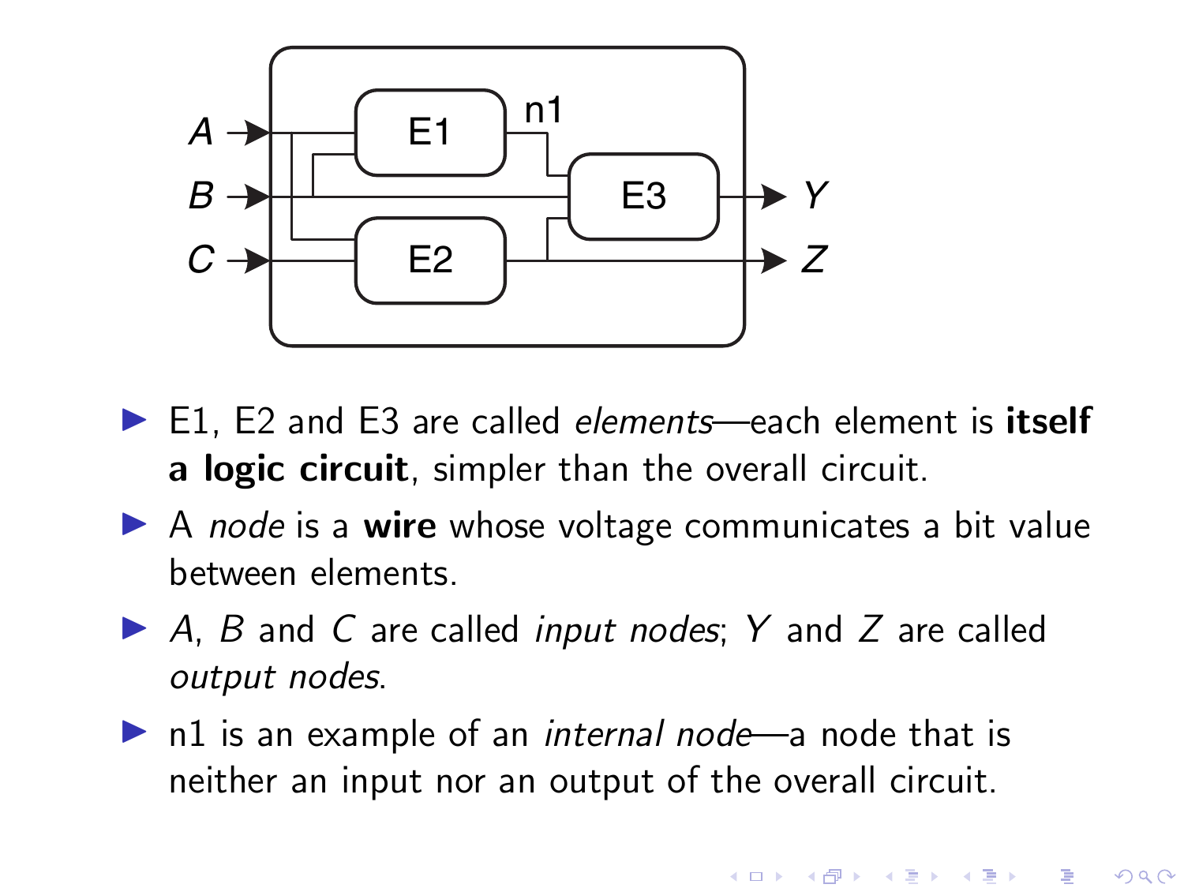- E1, E2 and E3 are called *elements*—each element is **itself a logic circuit**, simpler than the overall circuit.
- A *node* is a **wire** whose voltage communicates a bit value between elements.
- $A$, $B$ and $C$ are called *input nodes*; $Y$ and $Z$ are called *output nodes*.
- n1 is an example of an *internal node*—a node that is neither an input nor an output of the overall circuit.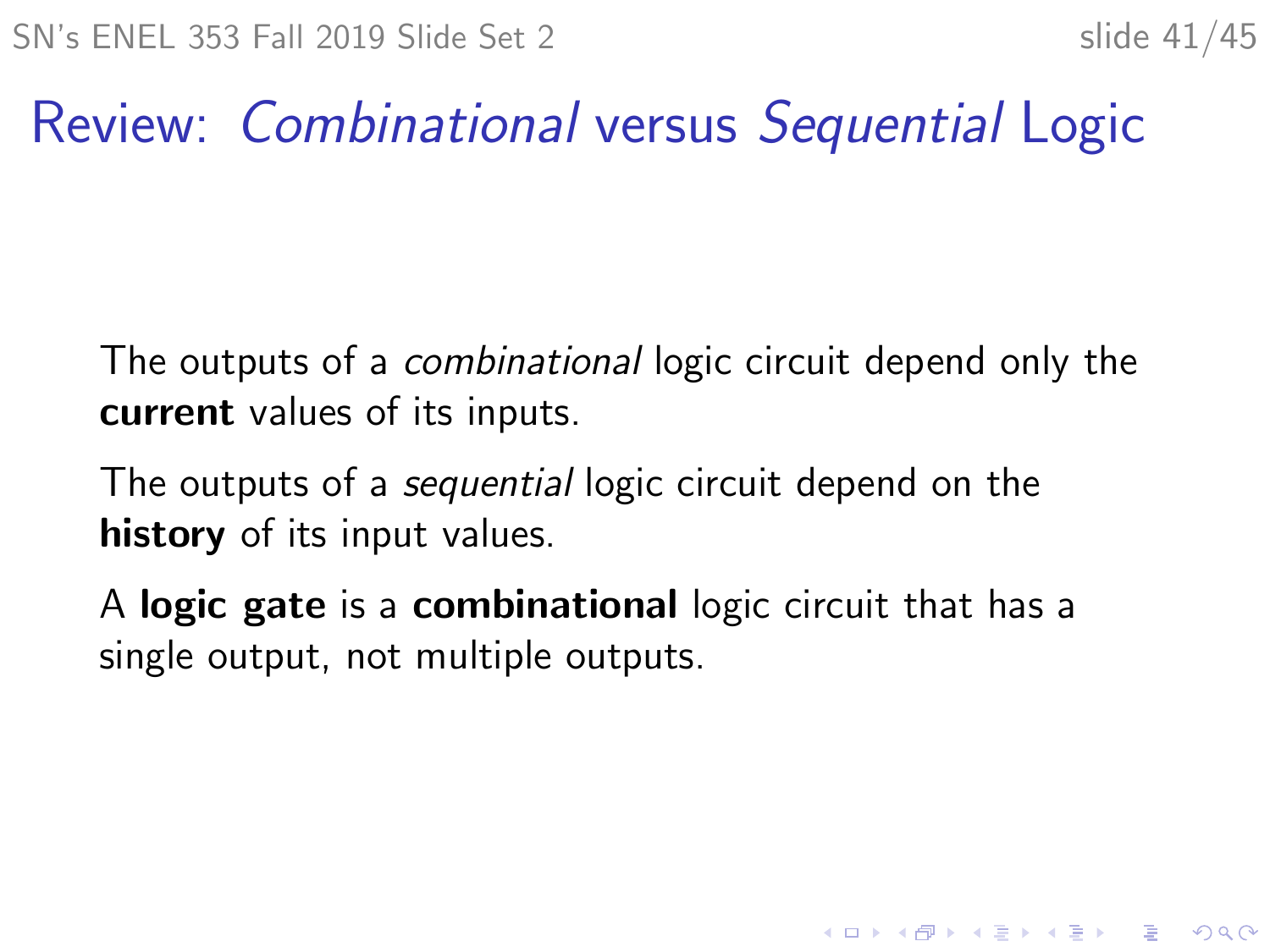# Review: *Combinational* versus *Sequential* Logic

The outputs of a *combinational* logic circuit depend only the **current** values of its inputs.

The outputs of a *sequential* logic circuit depend on the **history** of its input values.

A **logic gate** is a **combinational** logic circuit that has a single output, not multiple outputs.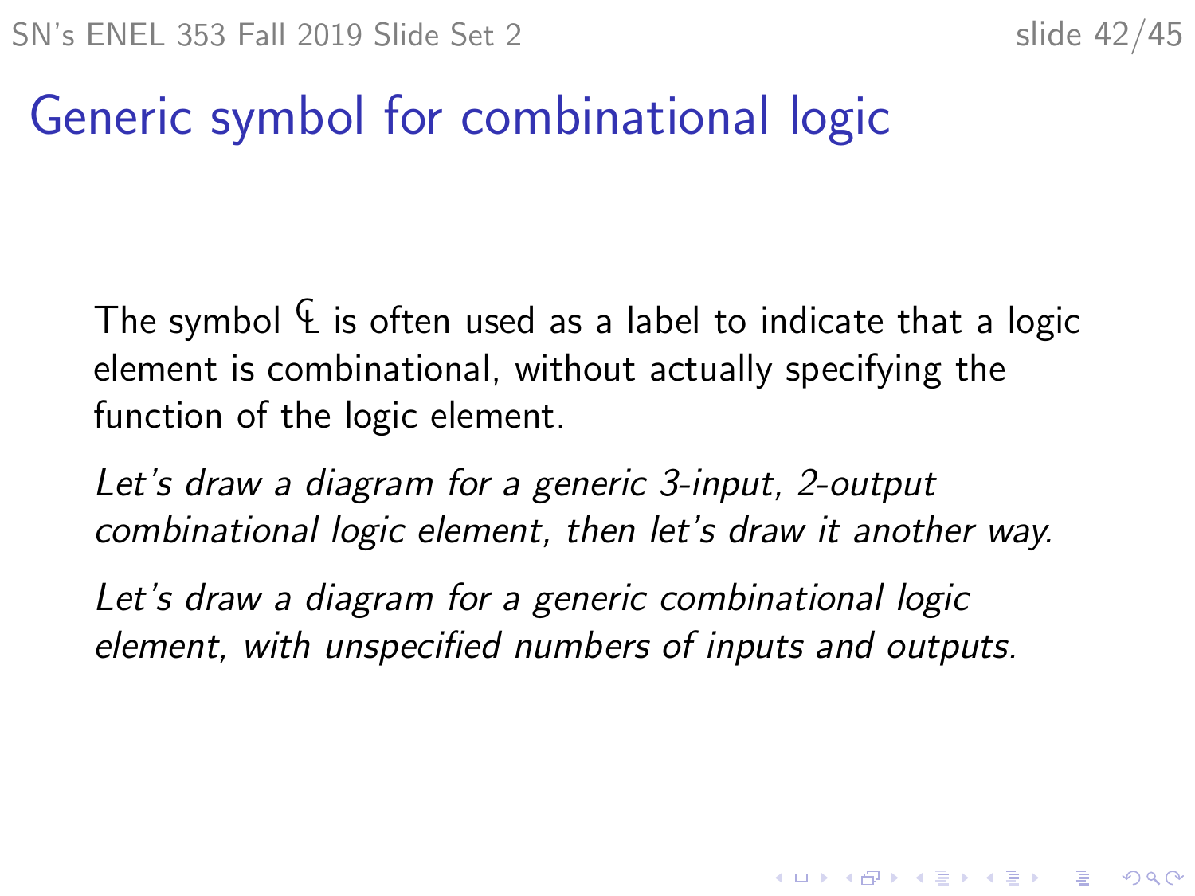# Generic symbol for combinational logic

The symbol ℄ is often used as a label to indicate that a logic element is combinational, without actually specifying the function of the logic element.

*Let's draw a diagram for a generic 3-input, 2-output combinational logic element, then let's draw it another way.*

*Let's draw a diagram for a generic combinational logic element, with unspecified numbers of inputs and outputs.*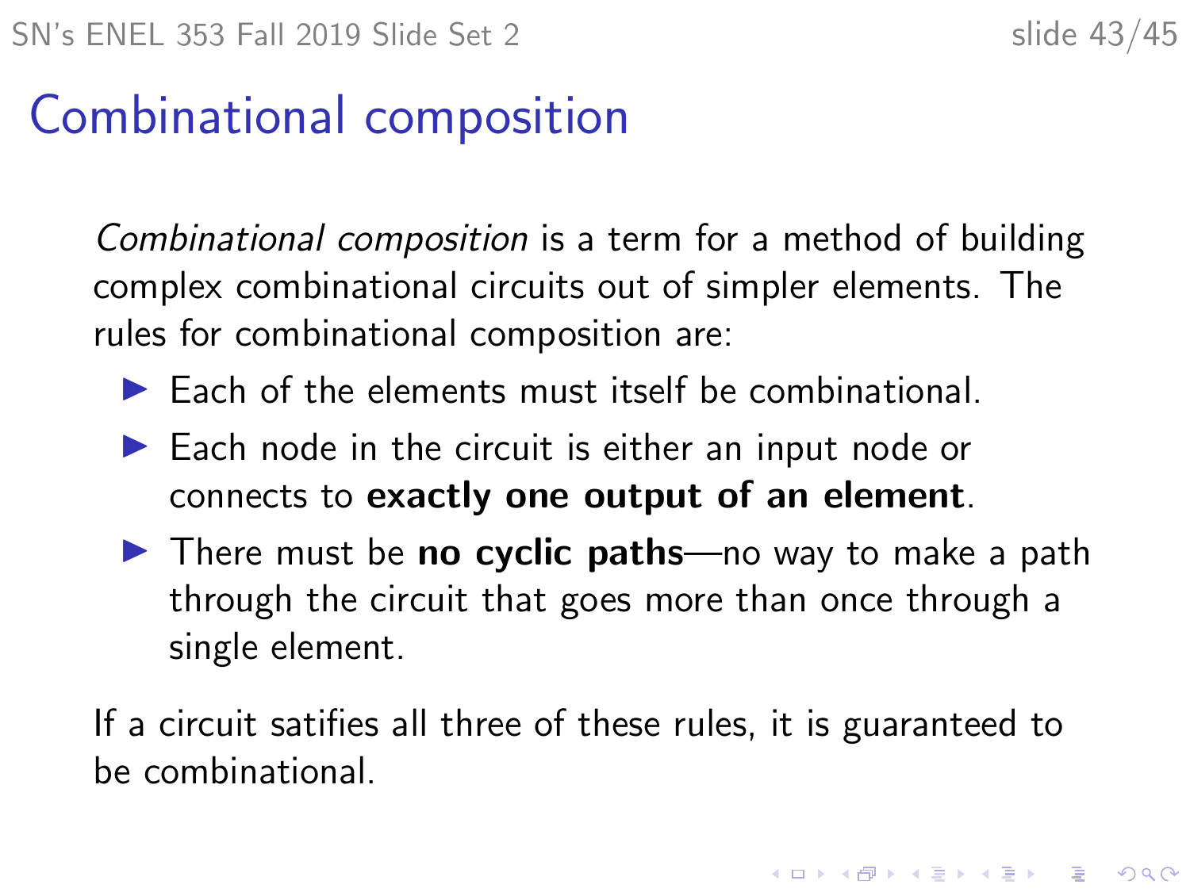# Combinational composition

*Combinational composition* is a term for a method of building complex combinational circuits out of simpler elements. The rules for combinational composition are:

- Each of the elements must itself be combinational.
- Each node in the circuit is either an input node or connects to **exactly one output of an element**.
- There must be **no cyclic paths**—no way to make a path through the circuit that goes more than once through a single element.

If a circuit satifies all three of these rules, it is guaranteed to be combinational.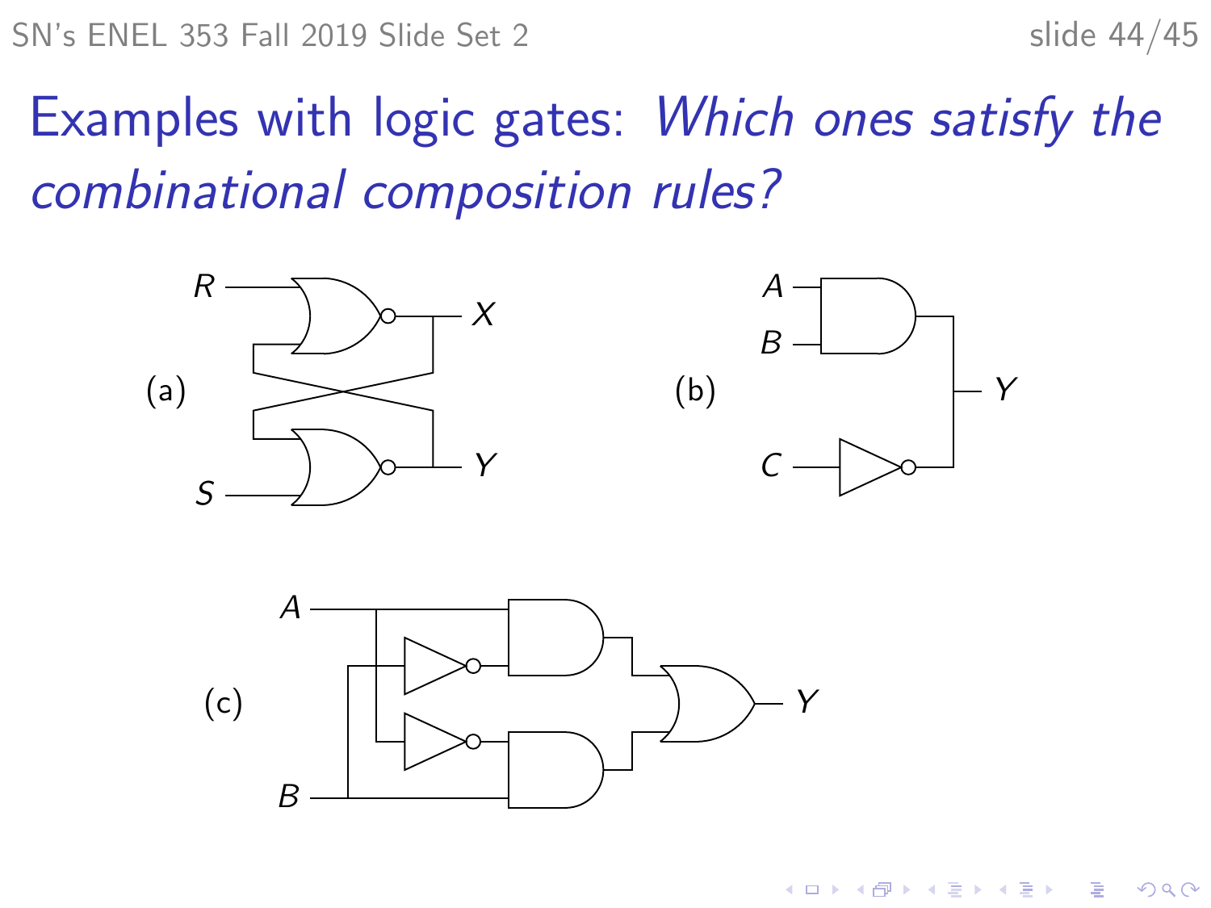# Examples with logic gates: *Which ones satisfy the combinational composition rules?*

(a)

(b)

(c)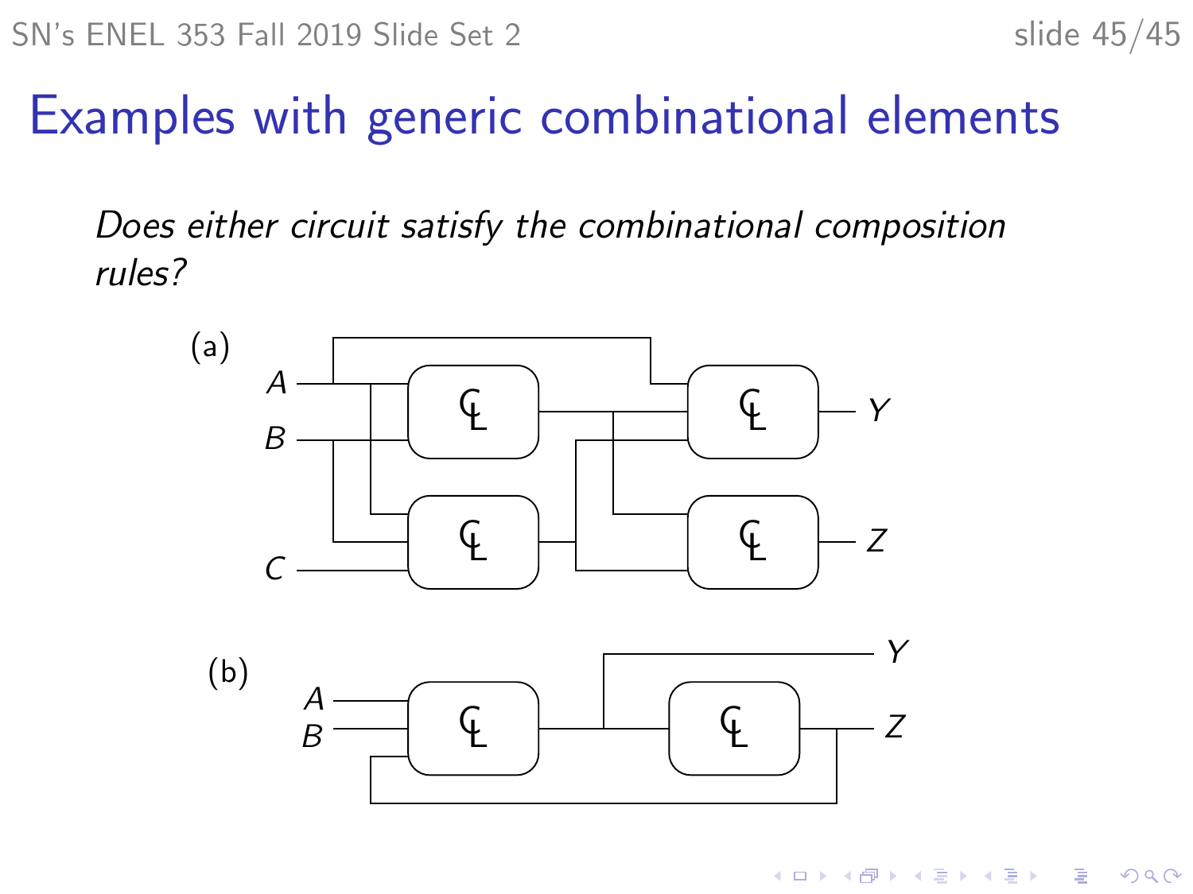# Examples with generic combinational elements

*Does either circuit satisfy the combinational composition rules?*

(a)

A
B
C
Y
Z

(b)

A
B
Y
Z